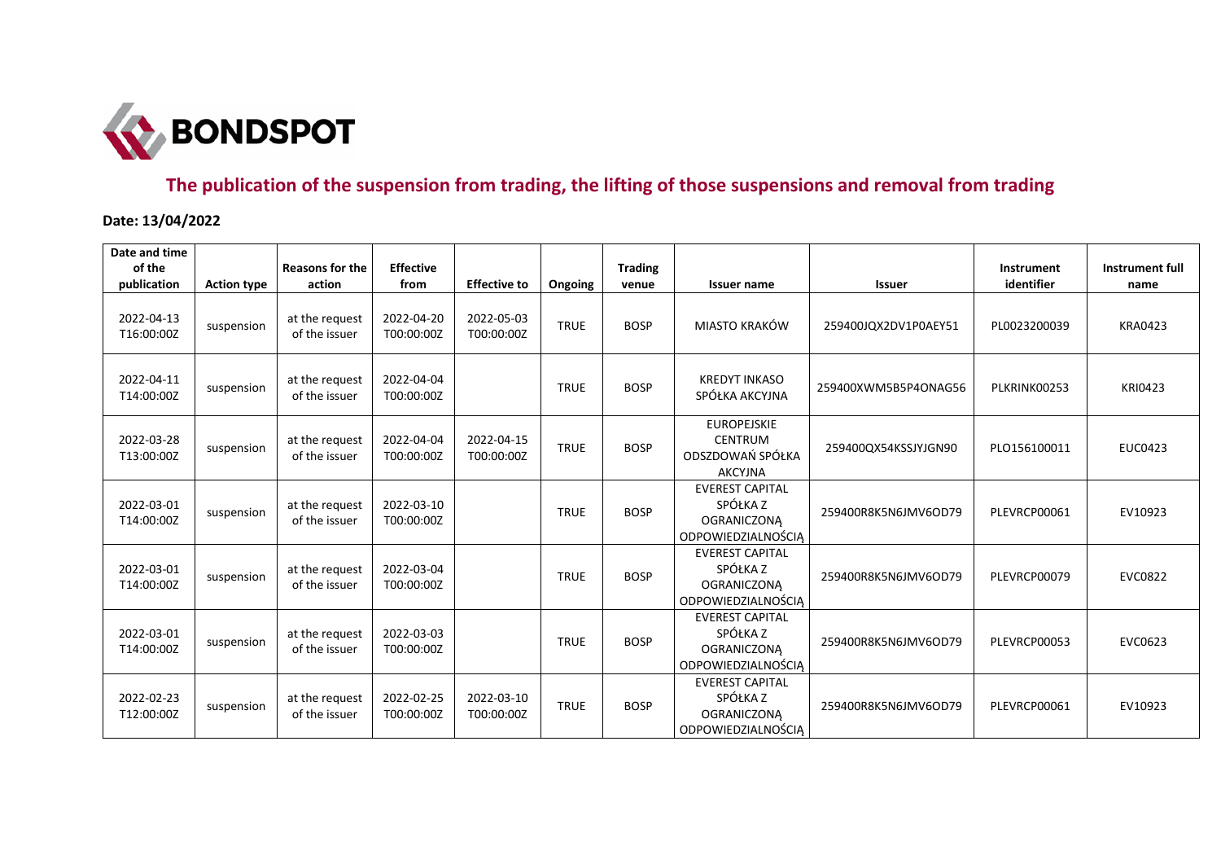# The publication of the suspension from trading, the lifting of those suspensions and removal from trading

**Date: 13/04/2022**

| Date and time of the publication | Action type | Reasons for the action | Effective from | Effective to | Ongoing | Trading venue | Issuer name | Issuer | Instrument identifier | Instrument full name |
|---|---|---|---|---|---|---|---|---|---|---|
| 2022-04-13 T16:00:00Z | suspension | at the request of the issuer | 2022-04-20 T00:00:00Z | 2022-05-03 T00:00:00Z | TRUE | BOSP | MIASTO KRAKÓW | 259400JQX2DV1P0AEY51 | PL0023200039 | KRA0423 |
| 2022-04-11 T14:00:00Z | suspension | at the request of the issuer | 2022-04-04 T00:00:00Z | | TRUE | BOSP | KREDYT INKASO SPÓŁKA AKCYJNA | 259400XWM5B5P4ONAG56 | PLKRINK00253 | KRI0423 |
| 2022-03-28 T13:00:00Z | suspension | at the request of the issuer | 2022-04-04 T00:00:00Z | 2022-04-15 T00:00:00Z | TRUE | BOSP | EUROPEJSKIE CENTRUM ODSZDOWAŃ SPÓŁKA AKCYJNA | 259400QX54KSSJYJGN90 | PLO156100011 | EUC0423 |
| 2022-03-01 T14:00:00Z | suspension | at the request of the issuer | 2022-03-10 T00:00:00Z | | TRUE | BOSP | EVEREST CAPITAL SPÓŁKA Z OGRANICZONĄ ODPOWIEDZIALNOŚCIĄ | 259400R8K5N6JMV6OD79 | PLEVRCP00061 | EV10923 |
| 2022-03-01 T14:00:00Z | suspension | at the request of the issuer | 2022-03-04 T00:00:00Z | | TRUE | BOSP | EVEREST CAPITAL SPÓŁKA Z OGRANICZONĄ ODPOWIEDZIALNOŚCIĄ | 259400R8K5N6JMV6OD79 | PLEVRCP00079 | EVC0822 |
| 2022-03-01 T14:00:00Z | suspension | at the request of the issuer | 2022-03-03 T00:00:00Z | | TRUE | BOSP | EVEREST CAPITAL SPÓŁKA Z OGRANICZONĄ ODPOWIEDZIALNOŚCIĄ | 259400R8K5N6JMV6OD79 | PLEVRCP00053 | EVC0623 |
| 2022-02-23 T12:00:00Z | suspension | at the request of the issuer | 2022-02-25 T00:00:00Z | 2022-03-10 T00:00:00Z | TRUE | BOSP | EVEREST CAPITAL SPÓŁKA Z OGRANICZONĄ ODPOWIEDZIALNOŚCIĄ | 259400R8K5N6JMV6OD79 | PLEVRCP00061 | EV10923 |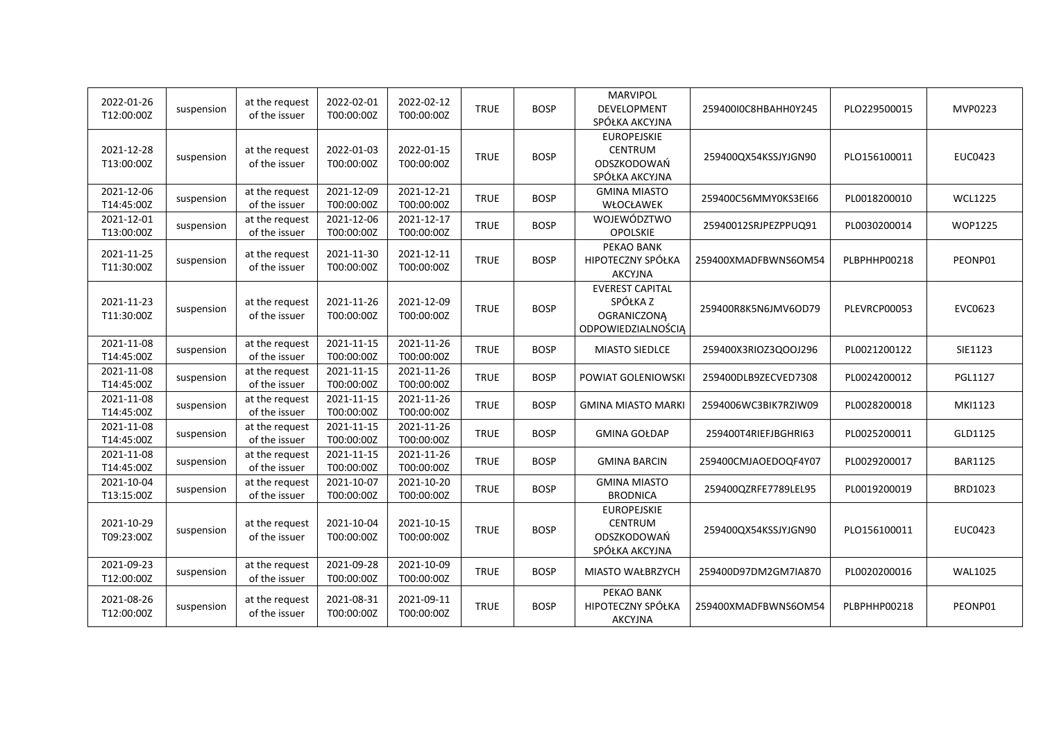| | | | | | | | | | | |
|---|---|---|---|---|---|---|---|---|---|---|
| 2022-01-26 T12:00:00Z | suspension | at the request of the issuer | 2022-02-01 T00:00:00Z | 2022-02-12 T00:00:00Z | TRUE | BOSP | MARVIPOL DEVELOPMENT SPÓŁKA AKCYJNA | 259400I0C8HBAHH0Y245 | PLO229500015 | MVP0223 |
| 2021-12-28 T13:00:00Z | suspension | at the request of the issuer | 2022-01-03 T00:00:00Z | 2022-01-15 T00:00:00Z | TRUE | BOSP | EUROPEJSKIE CENTRUM ODSZKODOWAŃ SPÓŁKA AKCYJNA | 259400QX54KSSJYJGN90 | PLO156100011 | EUC0423 |
| 2021-12-06 T14:45:00Z | suspension | at the request of the issuer | 2021-12-09 T00:00:00Z | 2021-12-21 T00:00:00Z | TRUE | BOSP | GMINA MIASTO WŁOCŁAWEK | 259400C56MMY0KS3EI66 | PL0018200010 | WCL1225 |
| 2021-12-01 T13:00:00Z | suspension | at the request of the issuer | 2021-12-06 T00:00:00Z | 2021-12-17 T00:00:00Z | TRUE | BOSP | WOJEWÓDZTWO OPOLSKIE | 25940012SRJPEZPPUQ91 | PL0030200014 | WOP1225 |
| 2021-11-25 T11:30:00Z | suspension | at the request of the issuer | 2021-11-30 T00:00:00Z | 2021-12-11 T00:00:00Z | TRUE | BOSP | PEKAO BANK HIPOTECZNY SPÓŁKA AKCYJNA | 259400XMADFBWNS6OM54 | PLBPHHP00218 | PEONP01 |
| 2021-11-23 T11:30:00Z | suspension | at the request of the issuer | 2021-11-26 T00:00:00Z | 2021-12-09 T00:00:00Z | TRUE | BOSP | EVEREST CAPITAL SPÓŁKA Z OGRANICZONĄ ODPOWIEDZIALNOŚCIĄ | 259400R8K5N6JMV6OD79 | PLEVRCP00053 | EVC0623 |
| 2021-11-08 T14:45:00Z | suspension | at the request of the issuer | 2021-11-15 T00:00:00Z | 2021-11-26 T00:00:00Z | TRUE | BOSP | MIASTO SIEDLCE | 259400X3RIOZ3QOOJ296 | PL0021200122 | SIE1123 |
| 2021-11-08 T14:45:00Z | suspension | at the request of the issuer | 2021-11-15 T00:00:00Z | 2021-11-26 T00:00:00Z | TRUE | BOSP | POWIAT GOLENIOWSKI | 259400DLB9ZECVED7308 | PL0024200012 | PGL1127 |
| 2021-11-08 T14:45:00Z | suspension | at the request of the issuer | 2021-11-15 T00:00:00Z | 2021-11-26 T00:00:00Z | TRUE | BOSP | GMINA MIASTO MARKI | 2594006WC3BIK7RZIW09 | PL0028200018 | MKI1123 |
| 2021-11-08 T14:45:00Z | suspension | at the request of the issuer | 2021-11-15 T00:00:00Z | 2021-11-26 T00:00:00Z | TRUE | BOSP | GMINA GOŁDAP | 259400T4RIEFJBGHRI63 | PL0025200011 | GLD1125 |
| 2021-11-08 T14:45:00Z | suspension | at the request of the issuer | 2021-11-15 T00:00:00Z | 2021-11-26 T00:00:00Z | TRUE | BOSP | GMINA BARCIN | 259400CMJAOEDOQF4Y07 | PL0029200017 | BAR1125 |
| 2021-10-04 T13:15:00Z | suspension | at the request of the issuer | 2021-10-07 T00:00:00Z | 2021-10-20 T00:00:00Z | TRUE | BOSP | GMINA MIASTO BRODNICA | 259400QZRFE7789LEL95 | PL0019200019 | BRD1023 |
| 2021-10-29 T09:23:00Z | suspension | at the request of the issuer | 2021-10-04 T00:00:00Z | 2021-10-15 T00:00:00Z | TRUE | BOSP | EUROPEJSKIE CENTRUM ODSZKODOWAŃ SPÓŁKA AKCYJNA | 259400QX54KSSJYJGN90 | PLO156100011 | EUC0423 |
| 2021-09-23 T12:00:00Z | suspension | at the request of the issuer | 2021-09-28 T00:00:00Z | 2021-10-09 T00:00:00Z | TRUE | BOSP | MIASTO WAŁBRZYCH | 259400D97DM2GM7IA870 | PL0020200016 | WAL1025 |
| 2021-08-26 T12:00:00Z | suspension | at the request of the issuer | 2021-08-31 T00:00:00Z | 2021-09-11 T00:00:00Z | TRUE | BOSP | PEKAO BANK HIPOTECZNY SPÓŁKA AKCYJNA | 259400XMADFBWNS6OM54 | PLBPHHP00218 | PEONP01 |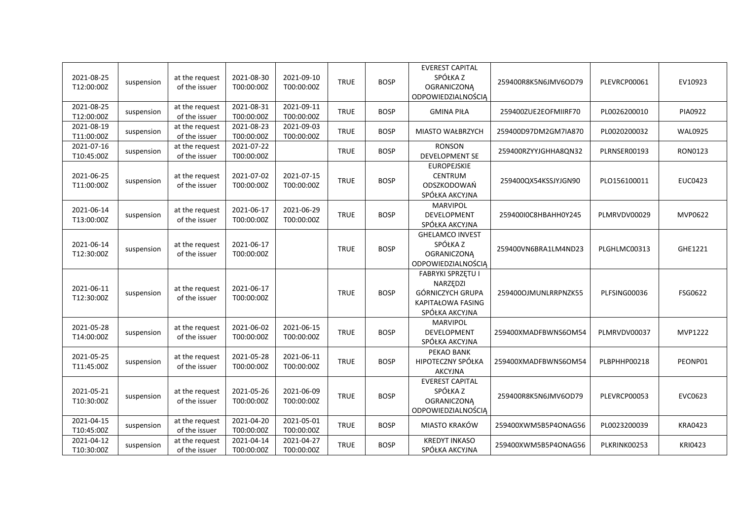| | | | | | | | | | | |
|---|---|---|---|---|---|---|---|---|---|---|
| 2021-08-25 T12:00:00Z | suspension | at the request of the issuer | 2021-08-30 T00:00:00Z | 2021-09-10 T00:00:00Z | TRUE | BOSP | EVEREST CAPITAL SPÓŁKA Z OGRANICZONĄ ODPOWIEDZIALNOŚCIĄ | 259400R8K5N6JMV6OD79 | PLEVRCP00061 | EV10923 |
| 2021-08-25 T12:00:00Z | suspension | at the request of the issuer | 2021-08-31 T00:00:00Z | 2021-09-11 T00:00:00Z | TRUE | BOSP | GMINA PIŁA | 259400ZUE2EOFMIIRF70 | PL0026200010 | PIA0922 |
| 2021-08-19 T11:00:00Z | suspension | at the request of the issuer | 2021-08-23 T00:00:00Z | 2021-09-03 T00:00:00Z | TRUE | BOSP | MIASTO WAŁBRZYCH | 259400D97DM2GM7IA870 | PL0020200032 | WAL0925 |
| 2021-07-16 T10:45:00Z | suspension | at the request of the issuer | 2021-07-22 T00:00:00Z | | TRUE | BOSP | RONSON DEVELOPMENT SE | 259400RZYYJGHHA8QN32 | PLRNSER00193 | RON0123 |
| 2021-06-25 T11:00:00Z | suspension | at the request of the issuer | 2021-07-02 T00:00:00Z | 2021-07-15 T00:00:00Z | TRUE | BOSP | EUROPEJSKIE CENTRUM ODSZKODOWAŃ SPÓŁKA AKCYJNA | 259400QX54KSSJYJGN90 | PLO156100011 | EUC0423 |
| 2021-06-14 T13:00:00Z | suspension | at the request of the issuer | 2021-06-17 T00:00:00Z | 2021-06-29 T00:00:00Z | TRUE | BOSP | MARVIPOL DEVELOPMENT SPÓŁKA AKCYJNA | 259400I0C8HBAHH0Y245 | PLMRVDV00029 | MVP0622 |
| 2021-06-14 T12:30:00Z | suspension | at the request of the issuer | 2021-06-17 T00:00:00Z | | TRUE | BOSP | GHELAMCO INVEST SPÓŁKA Z OGRANICZONĄ ODPOWIEDZIALNOŚCIĄ | 259400VN6BRA1LM4ND23 | PLGHLMC00313 | GHE1221 |
| 2021-06-11 T12:30:00Z | suspension | at the request of the issuer | 2021-06-17 T00:00:00Z | | TRUE | BOSP | FABRYKI SPRZĘTU I NARZĘDZI GÓRNICZYCH GRUPA KAPITAŁOWA FASING SPÓŁKA AKCYJNA | 259400OJMUNLRRPNZK55 | PLFSING00036 | FSG0622 |
| 2021-05-28 T14:00:00Z | suspension | at the request of the issuer | 2021-06-02 T00:00:00Z | 2021-06-15 T00:00:00Z | TRUE | BOSP | MARVIPOL DEVELOPMENT SPÓŁKA AKCYJNA | 259400XMADFBWNS6OM54 | PLMRVDV00037 | MVP1222 |
| 2021-05-25 T11:45:00Z | suspension | at the request of the issuer | 2021-05-28 T00:00:00Z | 2021-06-11 T00:00:00Z | TRUE | BOSP | PEKAO BANK HIPOTECZNY SPÓŁKA AKCYJNA | 259400XMADFBWNS6OM54 | PLBPHHP00218 | PEONP01 |
| 2021-05-21 T10:30:00Z | suspension | at the request of the issuer | 2021-05-26 T00:00:00Z | 2021-06-09 T00:00:00Z | TRUE | BOSP | EVEREST CAPITAL SPÓŁKA Z OGRANICZONĄ ODPOWIEDZIALNOŚCIĄ | 259400R8K5N6JMV6OD79 | PLEVRCP00053 | EVC0623 |
| 2021-04-15 T10:45:00Z | suspension | at the request of the issuer | 2021-04-20 T00:00:00Z | 2021-05-01 T00:00:00Z | TRUE | BOSP | MIASTO KRAKÓW | 259400XWM5B5P4ONAG56 | PL0023200039 | KRA0423 |
| 2021-04-12 T10:30:00Z | suspension | at the request of the issuer | 2021-04-14 T00:00:00Z | 2021-04-27 T00:00:00Z | TRUE | BOSP | KREDYT INKASO SPÓŁKA AKCYJNA | 259400XWM5B5P4ONAG56 | PLKRINK00253 | KRI0423 |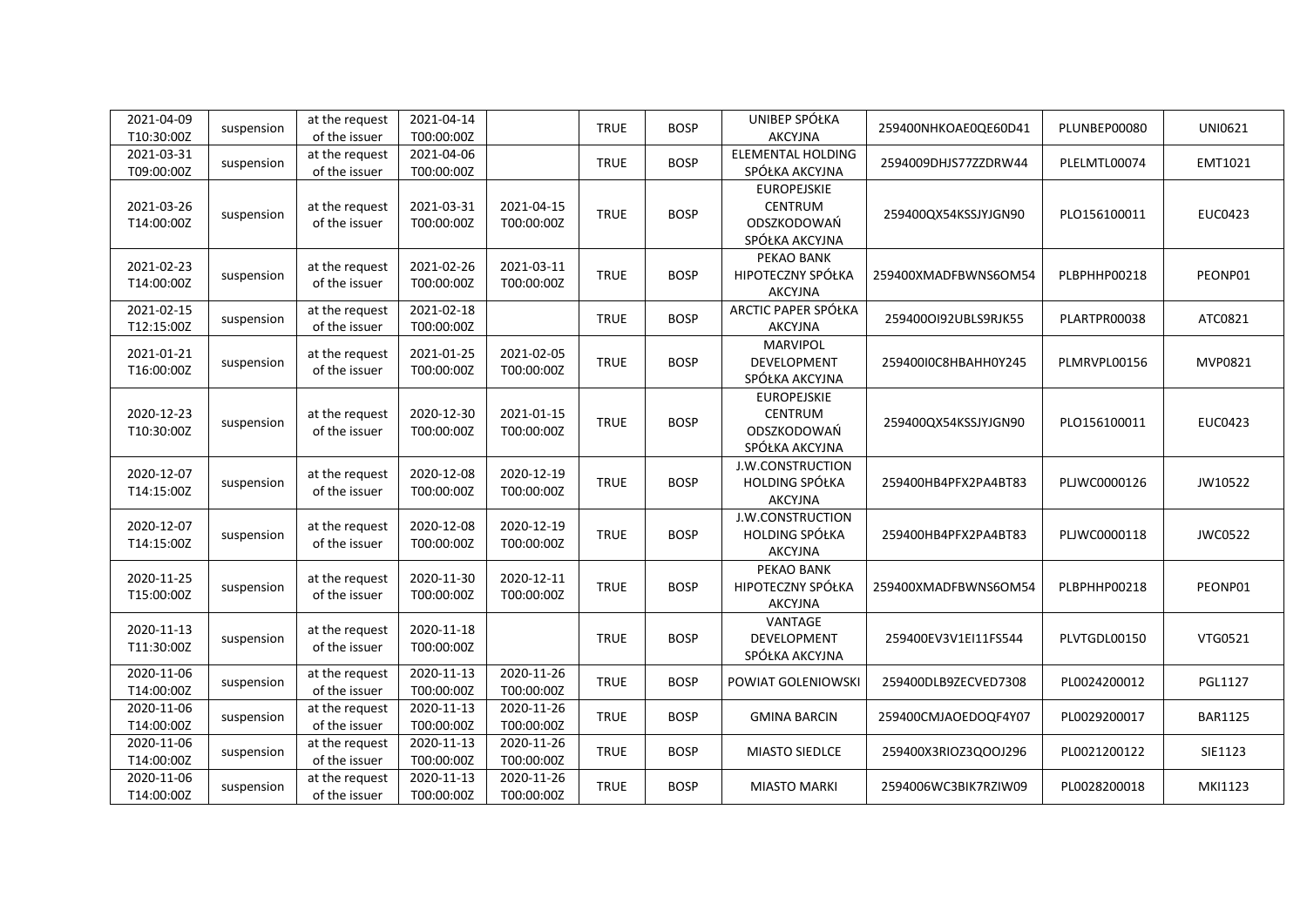| 2021-04-09 T10:30:00Z | suspension | at the request of the issuer | 2021-04-14 T00:00:00Z | | TRUE | BOSP | UNIBEP SPÓŁKA AKCYJNA | 259400NHKOAE0QE60D41 | PLUNBEP00080 | UNI0621 |
|---|---|---|---|---|---|---|---|---|---|---|
| 2021-03-31 T09:00:00Z | suspension | at the request of the issuer | 2021-04-06 T00:00:00Z | | TRUE | BOSP | ELEMENTAL HOLDING SPÓŁKA AKCYJNA | 2594009DHJS77ZZDRW44 | PLELMTL00074 | EMT1021 |
| 2021-03-26 T14:00:00Z | suspension | at the request of the issuer | 2021-03-31 T00:00:00Z | 2021-04-15 T00:00:00Z | TRUE | BOSP | EUROPEJSKIE CENTRUM ODSZKODOWAŃ SPÓŁKA AKCYJNA | 259400QX54KSSJYJGN90 | PLO156100011 | EUC0423 |
| 2021-02-23 T14:00:00Z | suspension | at the request of the issuer | 2021-02-26 T00:00:00Z | 2021-03-11 T00:00:00Z | TRUE | BOSP | PEKAO BANK HIPOTECZNY SPÓŁKA AKCYJNA | 259400XMADFBWNS6OM54 | PLBPHHP00218 | PEONP01 |
| 2021-02-15 T12:15:00Z | suspension | at the request of the issuer | 2021-02-18 T00:00:00Z | | TRUE | BOSP | ARCTIC PAPER SPÓŁKA AKCYJNA | 259400OI92UBLS9RJK55 | PLARTPR00038 | ATC0821 |
| 2021-01-21 T16:00:00Z | suspension | at the request of the issuer | 2021-01-25 T00:00:00Z | 2021-02-05 T00:00:00Z | TRUE | BOSP | MARVIPOL DEVELOPMENT SPÓŁKA AKCYJNA | 259400I0C8HBAHH0Y245 | PLMRVPL00156 | MVP0821 |
| 2020-12-23 T10:30:00Z | suspension | at the request of the issuer | 2020-12-30 T00:00:00Z | 2021-01-15 T00:00:00Z | TRUE | BOSP | EUROPEJSKIE CENTRUM ODSZKODOWAŃ SPÓŁKA AKCYJNA | 259400QX54KSSJYJGN90 | PLO156100011 | EUC0423 |
| 2020-12-07 T14:15:00Z | suspension | at the request of the issuer | 2020-12-08 T00:00:00Z | 2020-12-19 T00:00:00Z | TRUE | BOSP | J.W.CONSTRUCTION HOLDING SPÓŁKA AKCYJNA | 259400HB4PFX2PA4BT83 | PLJWC0000126 | JW10522 |
| 2020-12-07 T14:15:00Z | suspension | at the request of the issuer | 2020-12-08 T00:00:00Z | 2020-12-19 T00:00:00Z | TRUE | BOSP | J.W.CONSTRUCTION HOLDING SPÓŁKA AKCYJNA | 259400HB4PFX2PA4BT83 | PLJWC0000118 | JWC0522 |
| 2020-11-25 T15:00:00Z | suspension | at the request of the issuer | 2020-11-30 T00:00:00Z | 2020-12-11 T00:00:00Z | TRUE | BOSP | PEKAO BANK HIPOTECZNY SPÓŁKA AKCYJNA | 259400XMADFBWNS6OM54 | PLBPHHP00218 | PEONP01 |
| 2020-11-13 T11:30:00Z | suspension | at the request of the issuer | 2020-11-18 T00:00:00Z | | TRUE | BOSP | VANTAGE DEVELOPMENT SPÓŁKA AKCYJNA | 259400EV3V1EI11FS544 | PLVTGDL00150 | VTG0521 |
| 2020-11-06 T14:00:00Z | suspension | at the request of the issuer | 2020-11-13 T00:00:00Z | 2020-11-26 T00:00:00Z | TRUE | BOSP | POWIAT GOLENIOWSKI | 259400DLB9ZECVED7308 | PL0024200012 | PGL1127 |
| 2020-11-06 T14:00:00Z | suspension | at the request of the issuer | 2020-11-13 T00:00:00Z | 2020-11-26 T00:00:00Z | TRUE | BOSP | GMINA BARCIN | 259400CMJAOEDOQF4Y07 | PL0029200017 | BAR1125 |
| 2020-11-06 T14:00:00Z | suspension | at the request of the issuer | 2020-11-13 T00:00:00Z | 2020-11-26 T00:00:00Z | TRUE | BOSP | MIASTO SIEDLCE | 259400X3RIOZ3QOOJ296 | PL0021200122 | SIE1123 |
| 2020-11-06 T14:00:00Z | suspension | at the request of the issuer | 2020-11-13 T00:00:00Z | 2020-11-26 T00:00:00Z | TRUE | BOSP | MIASTO MARKI | 2594006WC3BIK7RZIW09 | PL0028200018 | MKI1123 |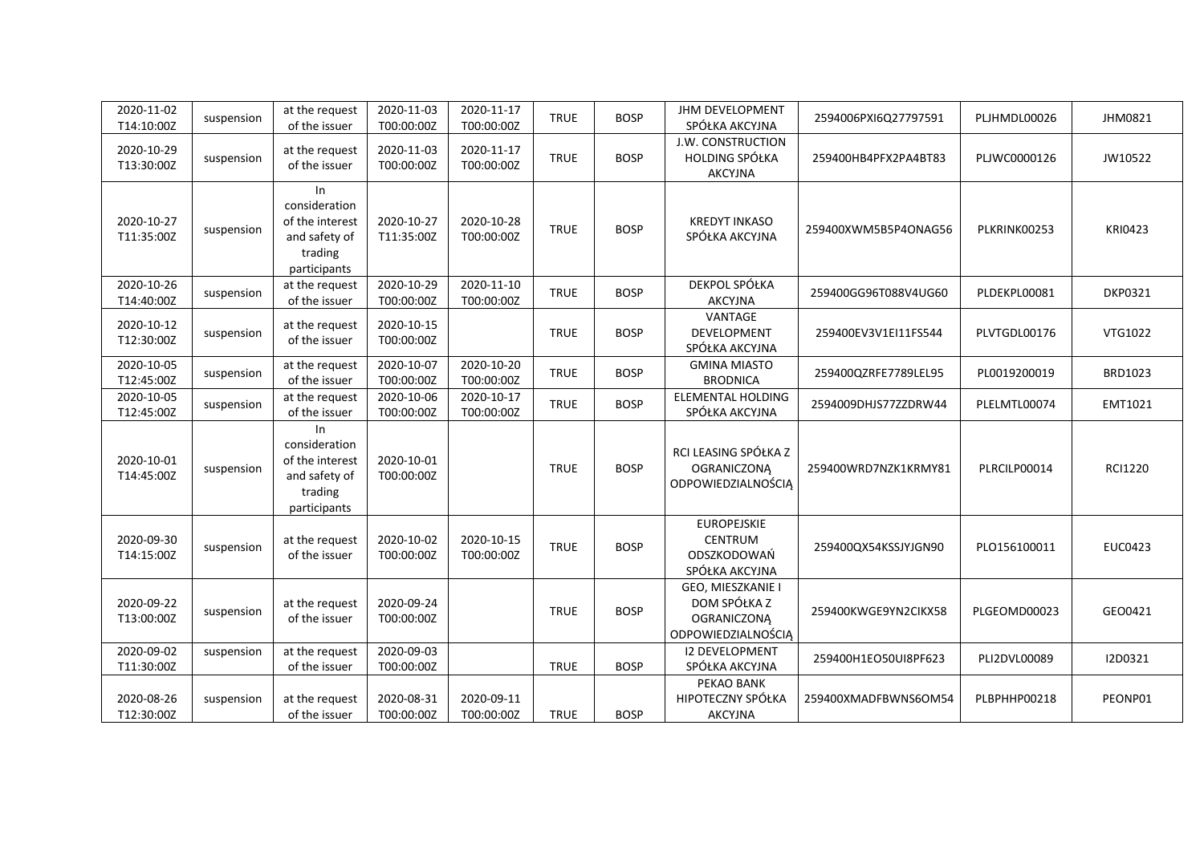| 2020-11-02 T14:10:00Z | suspension | at the request of the issuer | 2020-11-03 T00:00:00Z | 2020-11-17 T00:00:00Z | TRUE | BOSP | JHM DEVELOPMENT SPÓŁKA AKCYJNA | 2594006PXI6Q27797591 | PLJHMDL00026 | JHM0821 |
|---|---|---|---|---|---|---|---|---|---|---|
| 2020-10-29 T13:30:00Z | suspension | at the request of the issuer | 2020-11-03 T00:00:00Z | 2020-11-17 T00:00:00Z | TRUE | BOSP | J.W. CONSTRUCTION HOLDING SPÓŁKA AKCYJNA | 259400HB4PFX2PA4BT83 | PLJWC0000126 | JW10522 |
| 2020-10-27 T11:35:00Z | suspension | In consideration of the interest and safety of trading participants | 2020-10-27 T11:35:00Z | 2020-10-28 T00:00:00Z | TRUE | BOSP | KREDYT INKASO SPÓŁKA AKCYJNA | 259400XWM5B5P4ONAG56 | PLKRINK00253 | KRI0423 |
| 2020-10-26 T14:40:00Z | suspension | at the request of the issuer | 2020-10-29 T00:00:00Z | 2020-11-10 T00:00:00Z | TRUE | BOSP | DEKPOL SPÓŁKA AKCYJNA | 259400GG96T088V4UG60 | PLDEKPL00081 | DKP0321 |
| 2020-10-12 T12:30:00Z | suspension | at the request of the issuer | 2020-10-15 T00:00:00Z | | TRUE | BOSP | VANTAGE DEVELOPMENT SPÓŁKA AKCYJNA | 259400EV3V1EI11FS544 | PLVTGDL00176 | VTG1022 |
| 2020-10-05 T12:45:00Z | suspension | at the request of the issuer | 2020-10-07 T00:00:00Z | 2020-10-20 T00:00:00Z | TRUE | BOSP | GMINA MIASTO BRODNICA | 259400QZRFE7789LEL95 | PL0019200019 | BRD1023 |
| 2020-10-05 T12:45:00Z | suspension | at the request of the issuer | 2020-10-06 T00:00:00Z | 2020-10-17 T00:00:00Z | TRUE | BOSP | ELEMENTAL HOLDING SPÓŁKA AKCYJNA | 2594009DHJS77ZZDRW44 | PLELMTL00074 | EMT1021 |
| 2020-10-01 T14:45:00Z | suspension | In consideration of the interest and safety of trading participants | 2020-10-01 T00:00:00Z | | TRUE | BOSP | RCI LEASING SPÓŁKA Z OGRANICZONĄ ODPOWIEDZIALNOŚCIĄ | 259400WRD7NZK1KRMY81 | PLRCILP00014 | RCI1220 |
| 2020-09-30 T14:15:00Z | suspension | at the request of the issuer | 2020-10-02 T00:00:00Z | 2020-10-15 T00:00:00Z | TRUE | BOSP | EUROPEJSKIE CENTRUM ODSZKODOWAŃ SPÓŁKA AKCYJNA | 259400QX54KSSJYJGN90 | PLO156100011 | EUC0423 |
| 2020-09-22 T13:00:00Z | suspension | at the request of the issuer | 2020-09-24 T00:00:00Z | | TRUE | BOSP | GEO, MIESZKANIE I DOM SPÓŁKA Z OGRANICZONĄ ODPOWIEDZIALNOŚCIĄ | 259400KWGE9YN2CIKX58 | PLGEOMD00023 | GEO0421 |
| 2020-09-02 T11:30:00Z | suspension | at the request of the issuer | 2020-09-03 T00:00:00Z | | TRUE | BOSP | I2 DEVELOPMENT SPÓŁKA AKCYJNA | 259400H1EO50UI8PF623 | PLI2DVL00089 | I2D0321 |
| 2020-08-26 T12:30:00Z | suspension | at the request of the issuer | 2020-08-31 T00:00:00Z | 2020-09-11 T00:00:00Z | TRUE | BOSP | PEKAO BANK HIPOTECZNY SPÓŁKA AKCYJNA | 259400XMADFBWNS6OM54 | PLBPHHP00218 | PEONP01 |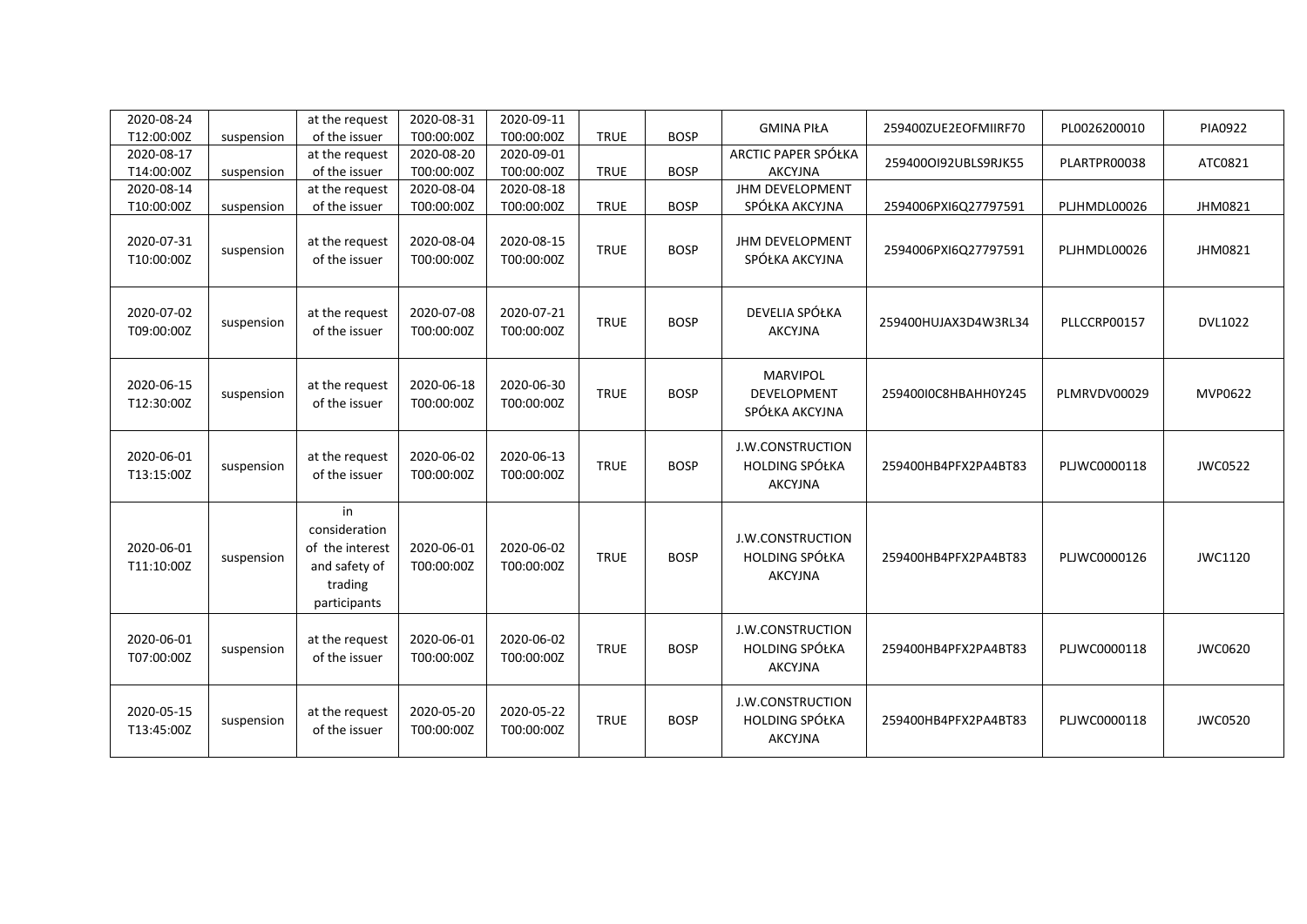| 2020-08-24 T12:00:00Z | suspension | at the request of the issuer | 2020-08-31 T00:00:00Z | 2020-09-11 T00:00:00Z | TRUE | BOSP | GMINA PIŁA | 259400ZUE2EOFMIIRF70 | PL0026200010 | PIA0922 |
|---|---|---|---|---|---|---|---|---|---|---|
| 2020-08-17 T14:00:00Z | suspension | at the request of the issuer | 2020-08-20 T00:00:00Z | 2020-09-01 T00:00:00Z | TRUE | BOSP | ARCTIC PAPER SPÓŁKA AKCYJNA | 259400OI92UBLS9RJK55 | PLARTPR00038 | ATC0821 |
| 2020-08-14 T10:00:00Z | suspension | at the request of the issuer | 2020-08-04 T00:00:00Z | 2020-08-18 T00:00:00Z | TRUE | BOSP | JHM DEVELOPMENT SPÓŁKA AKCYJNA | 2594006PXI6Q27797591 | PLJHMDL00026 | JHM0821 |
| 2020-07-31 T10:00:00Z | suspension | at the request of the issuer | 2020-08-04 T00:00:00Z | 2020-08-15 T00:00:00Z | TRUE | BOSP | JHM DEVELOPMENT SPÓŁKA AKCYJNA | 2594006PXI6Q27797591 | PLJHMDL00026 | JHM0821 |
| 2020-07-02 T09:00:00Z | suspension | at the request of the issuer | 2020-07-08 T00:00:00Z | 2020-07-21 T00:00:00Z | TRUE | BOSP | DEVELIA SPÓŁKA AKCYJNA | 259400HUJAX3D4W3RL34 | PLLCCRP00157 | DVL1022 |
| 2020-06-15 T12:30:00Z | suspension | at the request of the issuer | 2020-06-18 T00:00:00Z | 2020-06-30 T00:00:00Z | TRUE | BOSP | MARVIPOL DEVELOPMENT SPÓŁKA AKCYJNA | 259400I0C8HBAHH0Y245 | PLMRVDV00029 | MVP0622 |
| 2020-06-01 T13:15:00Z | suspension | at the request of the issuer | 2020-06-02 T00:00:00Z | 2020-06-13 T00:00:00Z | TRUE | BOSP | J.W.CONSTRUCTION HOLDING SPÓŁKA AKCYJNA | 259400HB4PFX2PA4BT83 | PLJWC0000118 | JWC0522 |
| 2020-06-01 T11:10:00Z | suspension | in consideration of the interest and safety of trading participants | 2020-06-01 T00:00:00Z | 2020-06-02 T00:00:00Z | TRUE | BOSP | J.W.CONSTRUCTION HOLDING SPÓŁKA AKCYJNA | 259400HB4PFX2PA4BT83 | PLJWC0000126 | JWC1120 |
| 2020-06-01 T07:00:00Z | suspension | at the request of the issuer | 2020-06-01 T00:00:00Z | 2020-06-02 T00:00:00Z | TRUE | BOSP | J.W.CONSTRUCTION HOLDING SPÓŁKA AKCYJNA | 259400HB4PFX2PA4BT83 | PLJWC0000118 | JWC0620 |
| 2020-05-15 T13:45:00Z | suspension | at the request of the issuer | 2020-05-20 T00:00:00Z | 2020-05-22 T00:00:00Z | TRUE | BOSP | J.W.CONSTRUCTION HOLDING SPÓŁKA AKCYJNA | 259400HB4PFX2PA4BT83 | PLJWC0000118 | JWC0520 |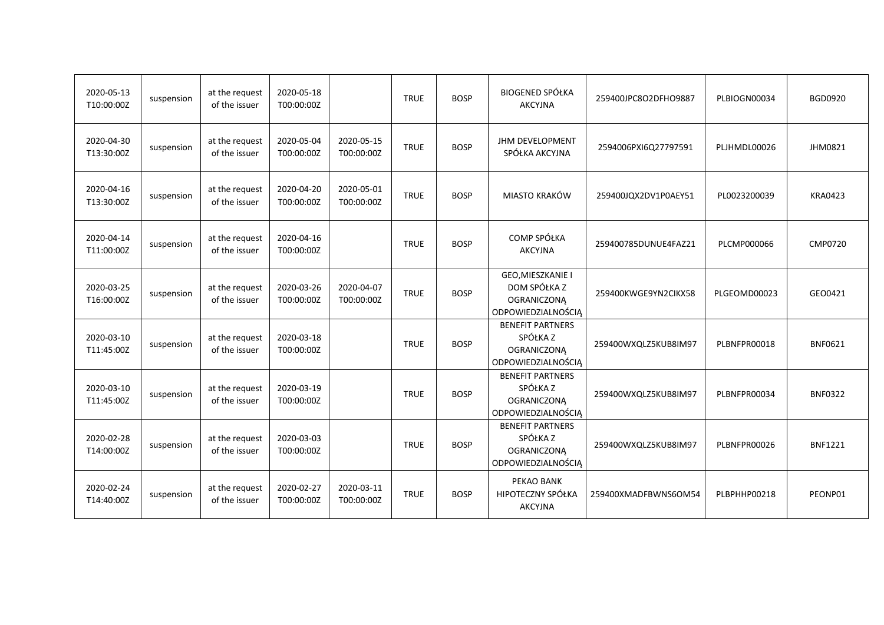| | | | | | | | | | | |
|---|---|---|---|---|---|---|---|---|---|---|
| 2020-05-13 T10:00:00Z | suspension | at the request of the issuer | 2020-05-18 T00:00:00Z | | TRUE | BOSP | BIOGENED SPÓŁKA AKCYJNA | 259400JPC8O2DFHO9887 | PLBIOGN00034 | BGD0920 |
| 2020-04-30 T13:30:00Z | suspension | at the request of the issuer | 2020-05-04 T00:00:00Z | 2020-05-15 T00:00:00Z | TRUE | BOSP | JHM DEVELOPMENT SPÓŁKA AKCYJNA | 2594006PXI6Q27797591 | PLJHMDL00026 | JHM0821 |
| 2020-04-16 T13:30:00Z | suspension | at the request of the issuer | 2020-04-20 T00:00:00Z | 2020-05-01 T00:00:00Z | TRUE | BOSP | MIASTO KRAKÓW | 259400JQX2DV1P0AEY51 | PL0023200039 | KRA0423 |
| 2020-04-14 T11:00:00Z | suspension | at the request of the issuer | 2020-04-16 T00:00:00Z | | TRUE | BOSP | COMP SPÓŁKA AKCYJNA | 259400785DUNUE4FAZ21 | PLCMP000066 | CMP0720 |
| 2020-03-25 T16:00:00Z | suspension | at the request of the issuer | 2020-03-26 T00:00:00Z | 2020-04-07 T00:00:00Z | TRUE | BOSP | GEO,MIESZKANIE I DOM SPÓŁKA Z OGRANICZONĄ ODPOWIEDZIALNOŚCIĄ | 259400KWGE9YN2CIKX58 | PLGEOMD00023 | GEO0421 |
| 2020-03-10 T11:45:00Z | suspension | at the request of the issuer | 2020-03-18 T00:00:00Z | | TRUE | BOSP | BENEFIT PARTNERS SPÓŁKA Z OGRANICZONĄ ODPOWIEDZIALNOŚCIĄ | 259400WXQLZ5KUB8IM97 | PLBNFPR00018 | BNF0621 |
| 2020-03-10 T11:45:00Z | suspension | at the request of the issuer | 2020-03-19 T00:00:00Z | | TRUE | BOSP | BENEFIT PARTNERS SPÓŁKA Z OGRANICZONĄ ODPOWIEDZIALNOŚCIĄ | 259400WXQLZ5KUB8IM97 | PLBNFPR00034 | BNF0322 |
| 2020-02-28 T14:00:00Z | suspension | at the request of the issuer | 2020-03-03 T00:00:00Z | | TRUE | BOSP | BENEFIT PARTNERS SPÓŁKA Z OGRANICZONĄ ODPOWIEDZIALNOŚCIĄ | 259400WXQLZ5KUB8IM97 | PLBNFPR00026 | BNF1221 |
| 2020-02-24 T14:40:00Z | suspension | at the request of the issuer | 2020-02-27 T00:00:00Z | 2020-03-11 T00:00:00Z | TRUE | BOSP | PEKAO BANK HIPOTECZNY SPÓŁKA AKCYJNA | 259400XMADFBWNS6OM54 | PLBPHHP00218 | PEONP01 |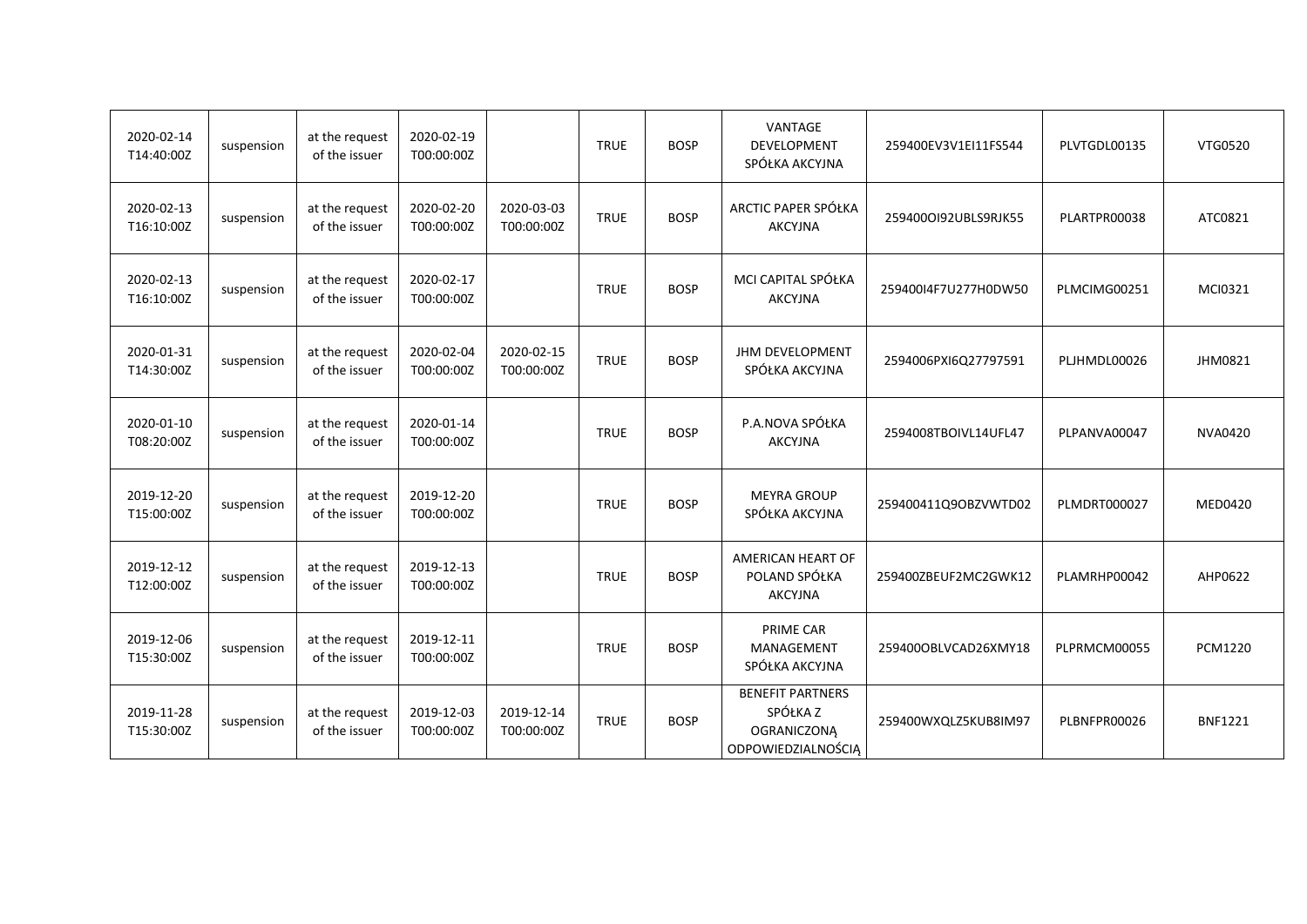| | | | | | | | | | | |
|---|---|---|---|---|---|---|---|---|---|---|
| 2020-02-14 T14:40:00Z | suspension | at the request of the issuer | 2020-02-19 T00:00:00Z | | TRUE | BOSP | VANTAGE DEVELOPMENT SPÓŁKA AKCYJNA | 259400EV3V1EI11FS544 | PLVTGDL00135 | VTG0520 |
| 2020-02-13 T16:10:00Z | suspension | at the request of the issuer | 2020-02-20 T00:00:00Z | 2020-03-03 T00:00:00Z | TRUE | BOSP | ARCTIC PAPER SPÓŁKA AKCYJNA | 259400OI92UBLS9RJK55 | PLARTPR00038 | ATC0821 |
| 2020-02-13 T16:10:00Z | suspension | at the request of the issuer | 2020-02-17 T00:00:00Z | | TRUE | BOSP | MCI CAPITAL SPÓŁKA AKCYJNA | 259400I4F7U277H0DW50 | PLMCIMG00251 | MCI0321 |
| 2020-01-31 T14:30:00Z | suspension | at the request of the issuer | 2020-02-04 T00:00:00Z | 2020-02-15 T00:00:00Z | TRUE | BOSP | JHM DEVELOPMENT SPÓŁKA AKCYJNA | 2594006PXI6Q27797591 | PLJHMDL00026 | JHM0821 |
| 2020-01-10 T08:20:00Z | suspension | at the request of the issuer | 2020-01-14 T00:00:00Z | | TRUE | BOSP | P.A.NOVA SPÓŁKA AKCYJNA | 2594008TBOIVL14UFL47 | PLPANVA00047 | NVA0420 |
| 2019-12-20 T15:00:00Z | suspension | at the request of the issuer | 2019-12-20 T00:00:00Z | | TRUE | BOSP | MEYRA GROUP SPÓŁKA AKCYJNA | 259400411Q9OBZVWTD02 | PLMDRT000027 | MED0420 |
| 2019-12-12 T12:00:00Z | suspension | at the request of the issuer | 2019-12-13 T00:00:00Z | | TRUE | BOSP | AMERICAN HEART OF POLAND SPÓŁKA AKCYJNA | 259400ZBEUF2MC2GWK12 | PLAMRHP00042 | AHP0622 |
| 2019-12-06 T15:30:00Z | suspension | at the request of the issuer | 2019-12-11 T00:00:00Z | | TRUE | BOSP | PRIME CAR MANAGEMENT SPÓŁKA AKCYJNA | 259400OBLVCAD26XMY18 | PLPRMCM00055 | PCM1220 |
| 2019-11-28 T15:30:00Z | suspension | at the request of the issuer | 2019-12-03 T00:00:00Z | 2019-12-14 T00:00:00Z | TRUE | BOSP | BENEFIT PARTNERS SPÓŁKA Z OGRANICZONĄ ODPOWIEDZIALNOŚCIĄ | 259400WXQLZ5KUB8IM97 | PLBNFPR00026 | BNF1221 |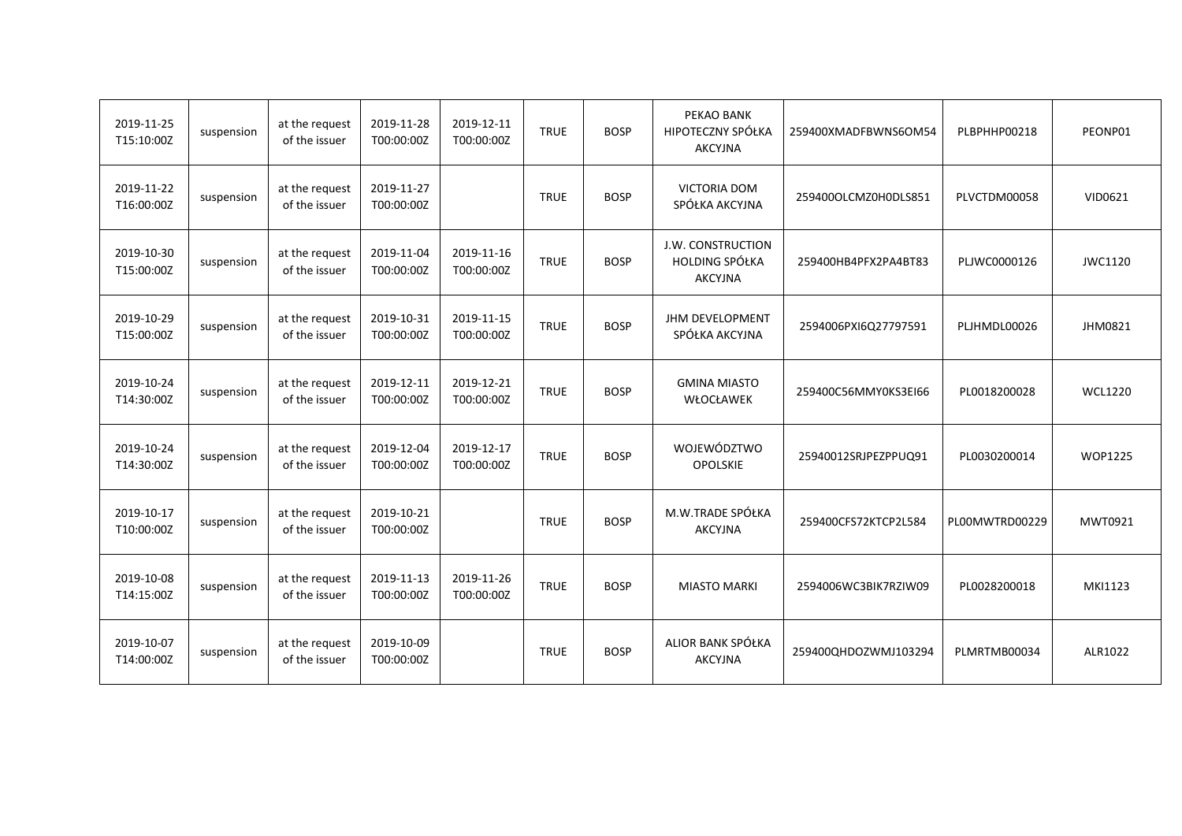| | | | | | | | | | | |
|---|---|---|---|---|---|---|---|---|---|---|
| 2019-11-25 T15:10:00Z | suspension | at the request of the issuer | 2019-11-28 T00:00:00Z | 2019-12-11 T00:00:00Z | TRUE | BOSP | PEKAO BANK HIPOTECZNY SPÓŁKA AKCYJNA | 259400XMADFBWNS6OM54 | PLBPHHP00218 | PEONP01 |
| 2019-11-22 T16:00:00Z | suspension | at the request of the issuer | 2019-11-27 T00:00:00Z | | TRUE | BOSP | VICTORIA DOM SPÓŁKA AKCYJNA | 259400OLCMZ0H0DLS851 | PLVCTDM00058 | VID0621 |
| 2019-10-30 T15:00:00Z | suspension | at the request of the issuer | 2019-11-04 T00:00:00Z | 2019-11-16 T00:00:00Z | TRUE | BOSP | J.W. CONSTRUCTION HOLDING SPÓŁKA AKCYJNA | 259400HB4PFX2PA4BT83 | PLJWC0000126 | JWC1120 |
| 2019-10-29 T15:00:00Z | suspension | at the request of the issuer | 2019-10-31 T00:00:00Z | 2019-11-15 T00:00:00Z | TRUE | BOSP | JHM DEVELOPMENT SPÓŁKA AKCYJNA | 2594006PXI6Q27797591 | PLJHMDL00026 | JHM0821 |
| 2019-10-24 T14:30:00Z | suspension | at the request of the issuer | 2019-12-11 T00:00:00Z | 2019-12-21 T00:00:00Z | TRUE | BOSP | GMINA MIASTO WŁOCŁAWEK | 259400C56MMY0KS3EI66 | PL0018200028 | WCL1220 |
| 2019-10-24 T14:30:00Z | suspension | at the request of the issuer | 2019-12-04 T00:00:00Z | 2019-12-17 T00:00:00Z | TRUE | BOSP | WOJEWÓDZTWO OPOLSKIE | 25940012SRJPEZPPUQ91 | PL0030200014 | WOP1225 |
| 2019-10-17 T10:00:00Z | suspension | at the request of the issuer | 2019-10-21 T00:00:00Z | | TRUE | BOSP | M.W.TRADE SPÓŁKA AKCYJNA | 259400CFS72KTCP2L584 | PL00MWTRD00229 | MWT0921 |
| 2019-10-08 T14:15:00Z | suspension | at the request of the issuer | 2019-11-13 T00:00:00Z | 2019-11-26 T00:00:00Z | TRUE | BOSP | MIASTO MARKI | 2594006WC3BIK7RZIW09 | PL0028200018 | MKI1123 |
| 2019-10-07 T14:00:00Z | suspension | at the request of the issuer | 2019-10-09 T00:00:00Z | | TRUE | BOSP | ALIOR BANK SPÓŁKA AKCYJNA | 259400QHDOZWMJ103294 | PLMRTMB00034 | ALR1022 |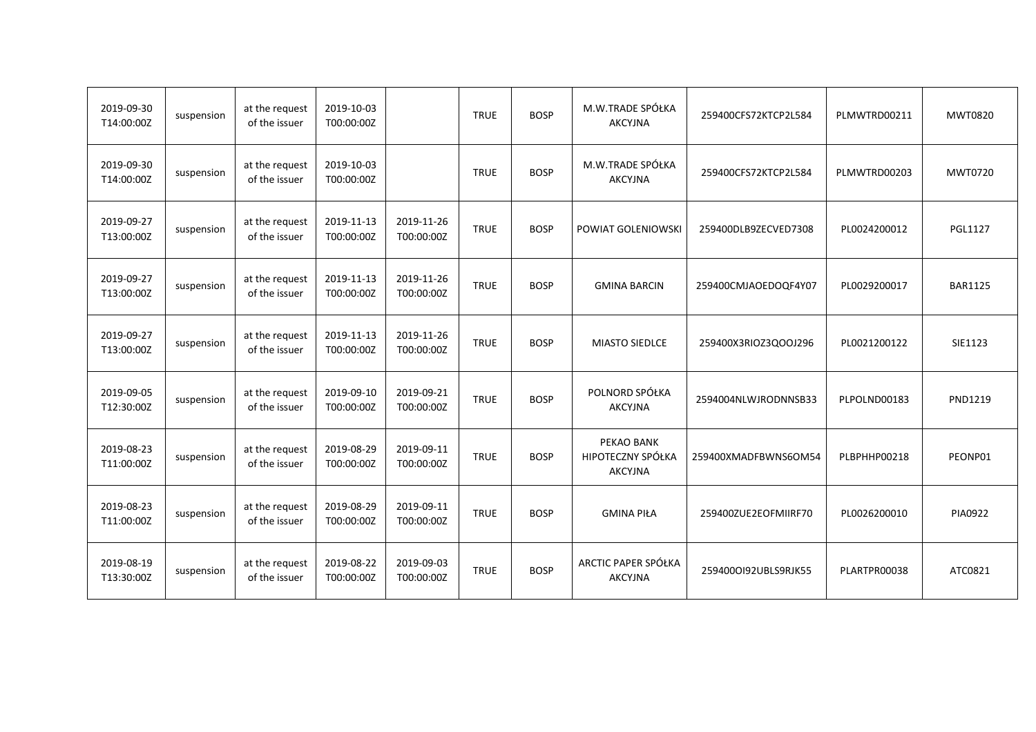| | | | | | | | | | | |
|---|---|---|---|---|---|---|---|---|---|---|
| 2019-09-30 T14:00:00Z | suspension | at the request of the issuer | 2019-10-03 T00:00:00Z | | TRUE | BOSP | M.W.TRADE SPÓŁKA AKCYJNA | 259400CFS72KTCP2L584 | PLMWTRD00211 | MWT0820 |
| 2019-09-30 T14:00:00Z | suspension | at the request of the issuer | 2019-10-03 T00:00:00Z | | TRUE | BOSP | M.W.TRADE SPÓŁKA AKCYJNA | 259400CFS72KTCP2L584 | PLMWTRD00203 | MWT0720 |
| 2019-09-27 T13:00:00Z | suspension | at the request of the issuer | 2019-11-13 T00:00:00Z | 2019-11-26 T00:00:00Z | TRUE | BOSP | POWIAT GOLENIOWSKI | 259400DLB9ZECVED7308 | PL0024200012 | PGL1127 |
| 2019-09-27 T13:00:00Z | suspension | at the request of the issuer | 2019-11-13 T00:00:00Z | 2019-11-26 T00:00:00Z | TRUE | BOSP | GMINA BARCIN | 259400CMJAOEDOQF4Y07 | PL0029200017 | BAR1125 |
| 2019-09-27 T13:00:00Z | suspension | at the request of the issuer | 2019-11-13 T00:00:00Z | 2019-11-26 T00:00:00Z | TRUE | BOSP | MIASTO SIEDLCE | 259400X3RIOZ3QOOJ296 | PL0021200122 | SIE1123 |
| 2019-09-05 T12:30:00Z | suspension | at the request of the issuer | 2019-09-10 T00:00:00Z | 2019-09-21 T00:00:00Z | TRUE | BOSP | POLNORD SPÓŁKA AKCYJNA | 2594004NLWJRODNNSB33 | PLPOLND00183 | PND1219 |
| 2019-08-23 T11:00:00Z | suspension | at the request of the issuer | 2019-08-29 T00:00:00Z | 2019-09-11 T00:00:00Z | TRUE | BOSP | PEKAO BANK HIPOTECZNY SPÓŁKA AKCYJNA | 259400XMADFBWNS6OM54 | PLBPHHP00218 | PEONP01 |
| 2019-08-23 T11:00:00Z | suspension | at the request of the issuer | 2019-08-29 T00:00:00Z | 2019-09-11 T00:00:00Z | TRUE | BOSP | GMINA PIŁA | 259400ZUE2EOFMIIRF70 | PL0026200010 | PIA0922 |
| 2019-08-19 T13:30:00Z | suspension | at the request of the issuer | 2019-08-22 T00:00:00Z | 2019-09-03 T00:00:00Z | TRUE | BOSP | ARCTIC PAPER SPÓŁKA AKCYJNA | 259400OI92UBLS9RJK55 | PLARTPR00038 | ATC0821 |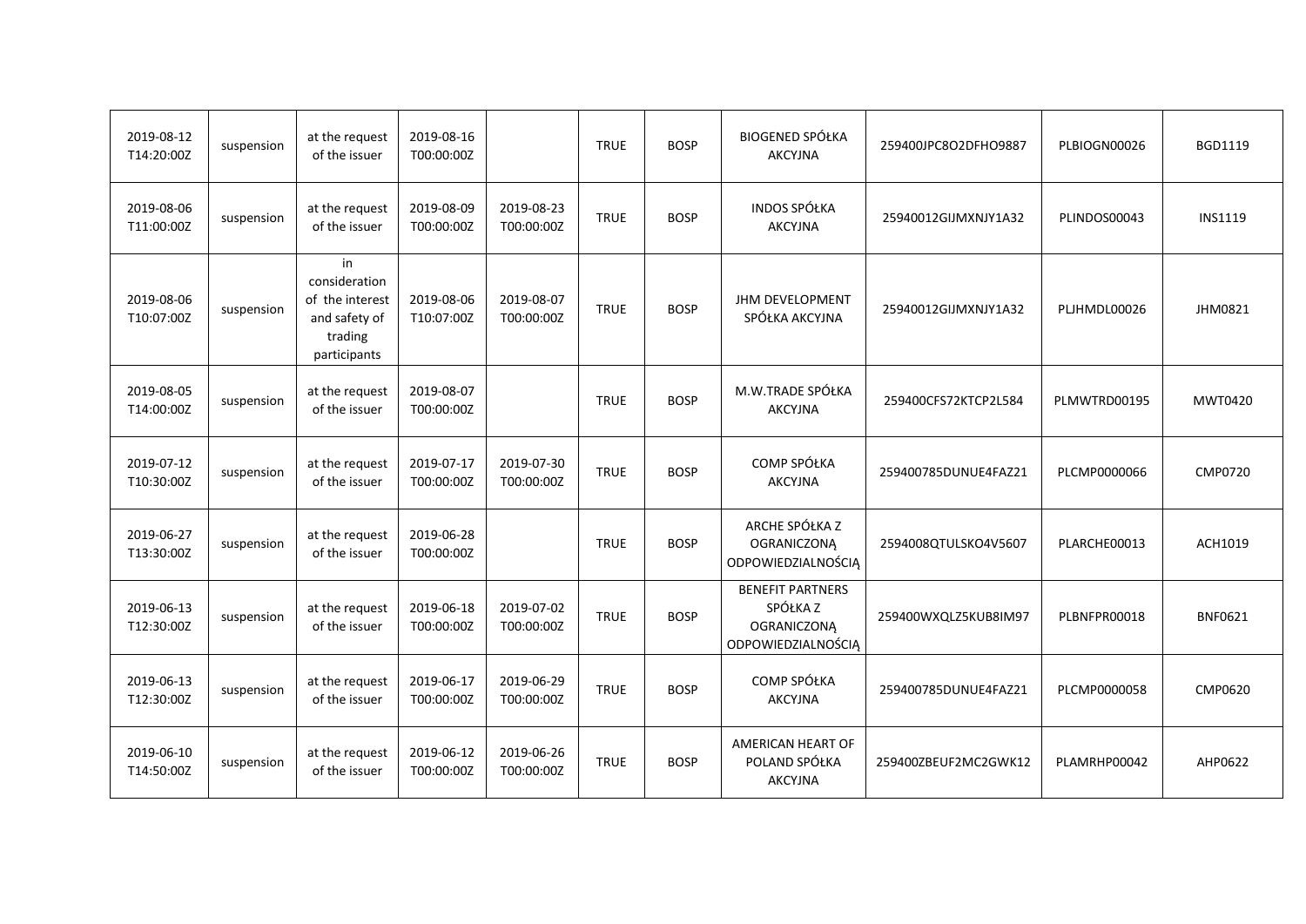| | | | | | | | | | | |
|---|---|---|---|---|---|---|---|---|---|---|
| 2019-08-12 T14:20:00Z | suspension | at the request of the issuer | 2019-08-16 T00:00:00Z | | TRUE | BOSP | BIOGENED SPÓŁKA AKCYJNA | 259400JPC8O2DFHO9887 | PLBIOGN00026 | BGD1119 |
| 2019-08-06 T11:00:00Z | suspension | at the request of the issuer | 2019-08-09 T00:00:00Z | 2019-08-23 T00:00:00Z | TRUE | BOSP | INDOS SPÓŁKA AKCYJNA | 25940012GIJMXNJY1A32 | PLINDOS00043 | INS1119 |
| 2019-08-06 T10:07:00Z | suspension | in consideration of the interest and safety of trading participants | 2019-08-06 T10:07:00Z | 2019-08-07 T00:00:00Z | TRUE | BOSP | JHM DEVELOPMENT SPÓŁKA AKCYJNA | 25940012GIJMXNJY1A32 | PLJHMDL00026 | JHM0821 |
| 2019-08-05 T14:00:00Z | suspension | at the request of the issuer | 2019-08-07 T00:00:00Z | | TRUE | BOSP | M.W.TRADE SPÓŁKA AKCYJNA | 259400CFS72KTCP2L584 | PLMWTRD00195 | MWT0420 |
| 2019-07-12 T10:30:00Z | suspension | at the request of the issuer | 2019-07-17 T00:00:00Z | 2019-07-30 T00:00:00Z | TRUE | BOSP | COMP SPÓŁKA AKCYJNA | 259400785DUNUE4FAZ21 | PLCMP0000066 | CMP0720 |
| 2019-06-27 T13:30:00Z | suspension | at the request of the issuer | 2019-06-28 T00:00:00Z | | TRUE | BOSP | ARCHE SPÓŁKA Z OGRANICZONĄ ODPOWIEDZIALNOŚCIĄ | 2594008QTULSKO4V5607 | PLARCHE00013 | ACH1019 |
| 2019-06-13 T12:30:00Z | suspension | at the request of the issuer | 2019-06-18 T00:00:00Z | 2019-07-02 T00:00:00Z | TRUE | BOSP | BENEFIT PARTNERS SPÓŁKA Z OGRANICZONĄ ODPOWIEDZIALNOŚCIĄ | 259400WXQLZ5KUB8IM97 | PLBNFPR00018 | BNF0621 |
| 2019-06-13 T12:30:00Z | suspension | at the request of the issuer | 2019-06-17 T00:00:00Z | 2019-06-29 T00:00:00Z | TRUE | BOSP | COMP SPÓŁKA AKCYJNA | 259400785DUNUE4FAZ21 | PLCMP0000058 | CMP0620 |
| 2019-06-10 T14:50:00Z | suspension | at the request of the issuer | 2019-06-12 T00:00:00Z | 2019-06-26 T00:00:00Z | TRUE | BOSP | AMERICAN HEART OF POLAND SPÓŁKA AKCYJNA | 259400ZBEUF2MC2GWK12 | PLAMRHP00042 | AHP0622 |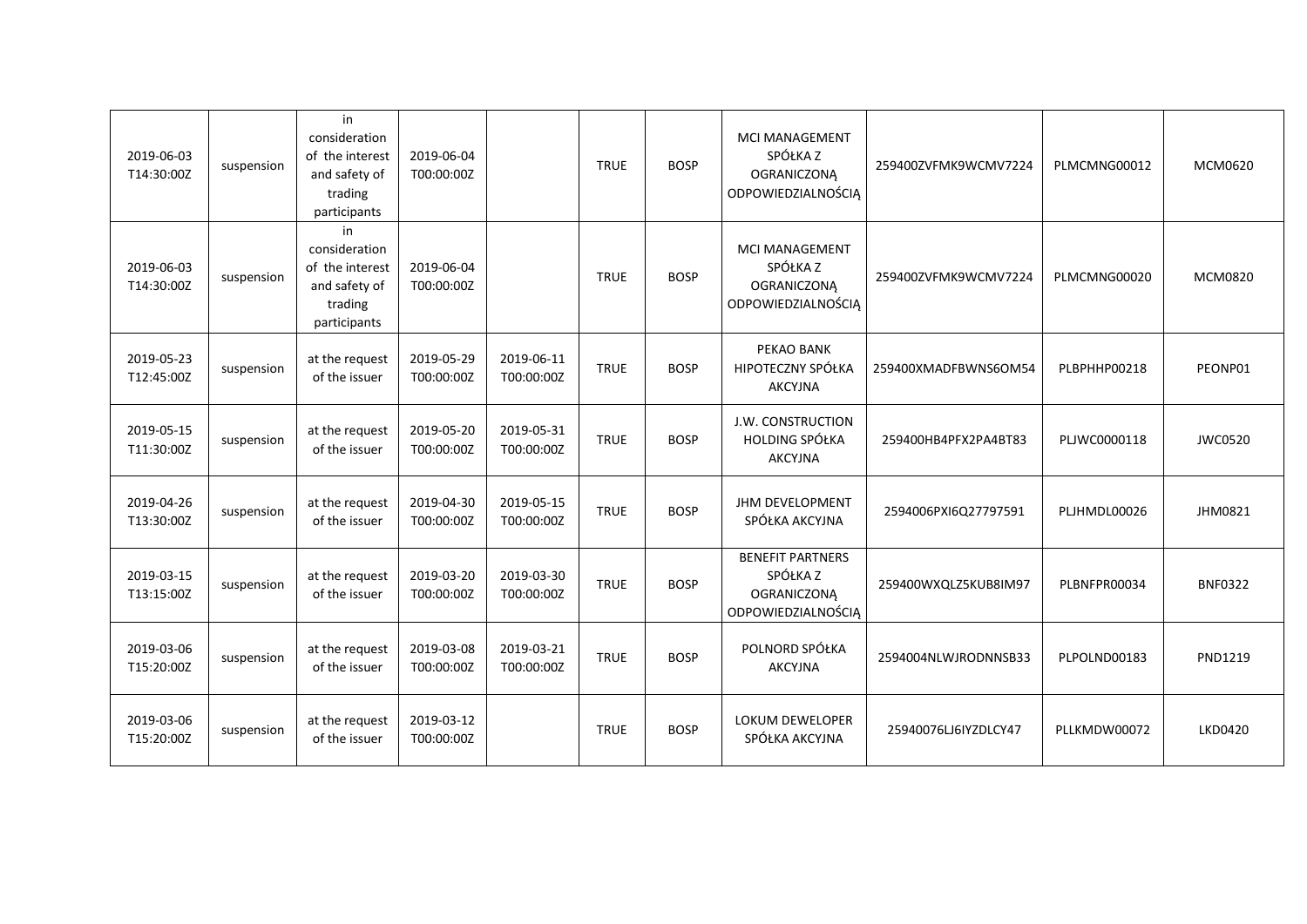| | | | | | | | | | | |
|---|---|---|---|---|---|---|---|---|---|---|
| 2019-06-03 T14:30:00Z | suspension | in consideration of the interest and safety of trading participants | 2019-06-04 T00:00:00Z | | TRUE | BOSP | MCI MANAGEMENT SPÓŁKA Z OGRANICZONĄ ODPOWIEDZIALNOŚCIĄ | 259400ZVFMK9WCMV7224 | PLMCMNG00012 | MCM0620 |
| 2019-06-03 T14:30:00Z | suspension | in consideration of the interest and safety of trading participants | 2019-06-04 T00:00:00Z | | TRUE | BOSP | MCI MANAGEMENT SPÓŁKA Z OGRANICZONĄ ODPOWIEDZIALNOŚCIĄ | 259400ZVFMK9WCMV7224 | PLMCMNG00020 | MCM0820 |
| 2019-05-23 T12:45:00Z | suspension | at the request of the issuer | 2019-05-29 T00:00:00Z | 2019-06-11 T00:00:00Z | TRUE | BOSP | PEKAO BANK HIPOTECZNY SPÓŁKA AKCYJNA | 259400XMADFBWNS6OM54 | PLBPHHP00218 | PEONP01 |
| 2019-05-15 T11:30:00Z | suspension | at the request of the issuer | 2019-05-20 T00:00:00Z | 2019-05-31 T00:00:00Z | TRUE | BOSP | J.W. CONSTRUCTION HOLDING SPÓŁKA AKCYJNA | 259400HB4PFX2PA4BT83 | PLJWC0000118 | JWC0520 |
| 2019-04-26 T13:30:00Z | suspension | at the request of the issuer | 2019-04-30 T00:00:00Z | 2019-05-15 T00:00:00Z | TRUE | BOSP | JHM DEVELOPMENT SPÓŁKA AKCYJNA | 2594006PXI6Q27797591 | PLJHMDL00026 | JHM0821 |
| 2019-03-15 T13:15:00Z | suspension | at the request of the issuer | 2019-03-20 T00:00:00Z | 2019-03-30 T00:00:00Z | TRUE | BOSP | BENEFIT PARTNERS SPÓŁKA Z OGRANICZONĄ ODPOWIEDZIALNOŚCIĄ | 259400WXQLZ5KUB8IM97 | PLBNFPR00034 | BNF0322 |
| 2019-03-06 T15:20:00Z | suspension | at the request of the issuer | 2019-03-08 T00:00:00Z | 2019-03-21 T00:00:00Z | TRUE | BOSP | POLNORD SPÓŁKA AKCYJNA | 2594004NLWJRODNNSB33 | PLPOLND00183 | PND1219 |
| 2019-03-06 T15:20:00Z | suspension | at the request of the issuer | 2019-03-12 T00:00:00Z | | TRUE | BOSP | LOKUM DEWELOPER SPÓŁKA AKCYJNA | 25940076LJ6IYZDLCY47 | PLLKMDW00072 | LKD0420 |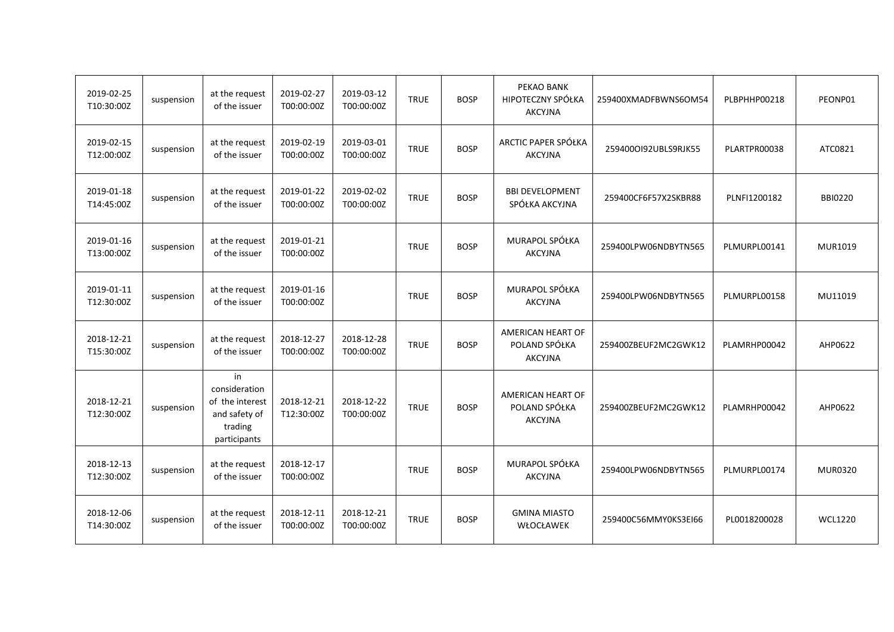| | | | | | | | | | | |
|---|---|---|---|---|---|---|---|---|---|---|
| 2019-02-25 T10:30:00Z | suspension | at the request of the issuer | 2019-02-27 T00:00:00Z | 2019-03-12 T00:00:00Z | TRUE | BOSP | PEKAO BANK HIPOTECZNY SPÓŁKA AKCYJNA | 259400XMADFBWNS6OM54 | PLBPHHP00218 | PEONP01 |
| 2019-02-15 T12:00:00Z | suspension | at the request of the issuer | 2019-02-19 T00:00:00Z | 2019-03-01 T00:00:00Z | TRUE | BOSP | ARCTIC PAPER SPÓŁKA AKCYJNA | 259400OI92UBLS9RJK55 | PLARTPR00038 | ATC0821 |
| 2019-01-18 T14:45:00Z | suspension | at the request of the issuer | 2019-01-22 T00:00:00Z | 2019-02-02 T00:00:00Z | TRUE | BOSP | BBI DEVELOPMENT SPÓŁKA AKCYJNA | 259400CF6F57X2SKBR88 | PLNFI1200182 | BBI0220 |
| 2019-01-16 T13:00:00Z | suspension | at the request of the issuer | 2019-01-21 T00:00:00Z | | TRUE | BOSP | MURAPOL SPÓŁKA AKCYJNA | 259400LPW06NDBYTN565 | PLMURPL00141 | MUR1019 |
| 2019-01-11 T12:30:00Z | suspension | at the request of the issuer | 2019-01-16 T00:00:00Z | | TRUE | BOSP | MURAPOL SPÓŁKA AKCYJNA | 259400LPW06NDBYTN565 | PLMURPL00158 | MU11019 |
| 2018-12-21 T15:30:00Z | suspension | at the request of the issuer | 2018-12-27 T00:00:00Z | 2018-12-28 T00:00:00Z | TRUE | BOSP | AMERICAN HEART OF POLAND SPÓŁKA AKCYJNA | 259400ZBEUF2MC2GWK12 | PLAMRHP00042 | AHP0622 |
| 2018-12-21 T12:30:00Z | suspension | in consideration of the interest and safety of trading participants | 2018-12-21 T12:30:00Z | 2018-12-22 T00:00:00Z | TRUE | BOSP | AMERICAN HEART OF POLAND SPÓŁKA AKCYJNA | 259400ZBEUF2MC2GWK12 | PLAMRHP00042 | AHP0622 |
| 2018-12-13 T12:30:00Z | suspension | at the request of the issuer | 2018-12-17 T00:00:00Z | | TRUE | BOSP | MURAPOL SPÓŁKA AKCYJNA | 259400LPW06NDBYTN565 | PLMURPL00174 | MUR0320 |
| 2018-12-06 T14:30:00Z | suspension | at the request of the issuer | 2018-12-11 T00:00:00Z | 2018-12-21 T00:00:00Z | TRUE | BOSP | GMINA MIASTO WŁOCŁAWEK | 259400C56MMY0KS3EI66 | PL0018200028 | WCL1220 |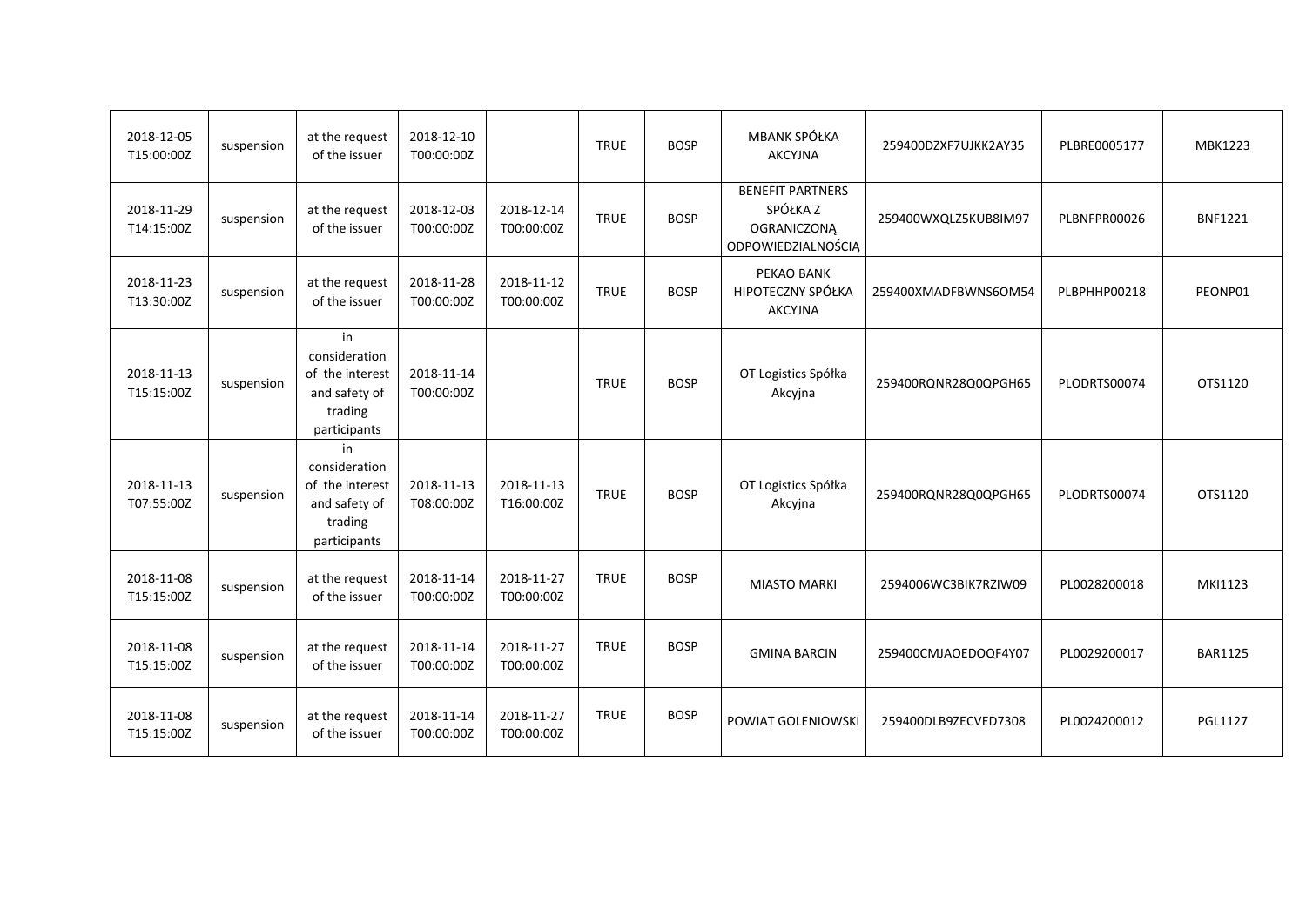| | | | | | | | | | | |
|---|---|---|---|---|---|---|---|---|---|---|
| 2018-12-05 T15:00:00Z | suspension | at the request of the issuer | 2018-12-10 T00:00:00Z | | TRUE | BOSP | MBANK SPÓŁKA AKCYJNA | 259400DZXF7UJKK2AY35 | PLBRE0005177 | MBK1223 |
| 2018-11-29 T14:15:00Z | suspension | at the request of the issuer | 2018-12-03 T00:00:00Z | 2018-12-14 T00:00:00Z | TRUE | BOSP | BENEFIT PARTNERS SPÓŁKA Z OGRANICZONĄ ODPOWIEDZIALNOŚCIĄ | 259400WXQLZ5KUB8IM97 | PLBNFPR00026 | BNF1221 |
| 2018-11-23 T13:30:00Z | suspension | at the request of the issuer | 2018-11-28 T00:00:00Z | 2018-11-12 T00:00:00Z | TRUE | BOSP | PEKAO BANK HIPOTECZNY SPÓŁKA AKCYJNA | 259400XMADFBWNS6OM54 | PLBPHHP00218 | PEONP01 |
| 2018-11-13 T15:15:00Z | suspension | in consideration of the interest and safety of trading participants | 2018-11-14 T00:00:00Z | | TRUE | BOSP | OT Logistics Spółka Akcyjna | 259400RQNR28Q0QPGH65 | PLODRTS00074 | OTS1120 |
| 2018-11-13 T07:55:00Z | suspension | in consideration of the interest and safety of trading participants | 2018-11-13 T08:00:00Z | 2018-11-13 T16:00:00Z | TRUE | BOSP | OT Logistics Spółka Akcyjna | 259400RQNR28Q0QPGH65 | PLODRTS00074 | OTS1120 |
| 2018-11-08 T15:15:00Z | suspension | at the request of the issuer | 2018-11-14 T00:00:00Z | 2018-11-27 T00:00:00Z | TRUE | BOSP | MIASTO MARKI | 2594006WC3BIK7RZIW09 | PL0028200018 | MKI1123 |
| 2018-11-08 T15:15:00Z | suspension | at the request of the issuer | 2018-11-14 T00:00:00Z | 2018-11-27 T00:00:00Z | TRUE | BOSP | GMINA BARCIN | 259400CMJAOEDOQF4Y07 | PL0029200017 | BAR1125 |
| 2018-11-08 T15:15:00Z | suspension | at the request of the issuer | 2018-11-14 T00:00:00Z | 2018-11-27 T00:00:00Z | TRUE | BOSP | POWIAT GOLENIOWSKI | 259400DLB9ZECVED7308 | PL0024200012 | PGL1127 |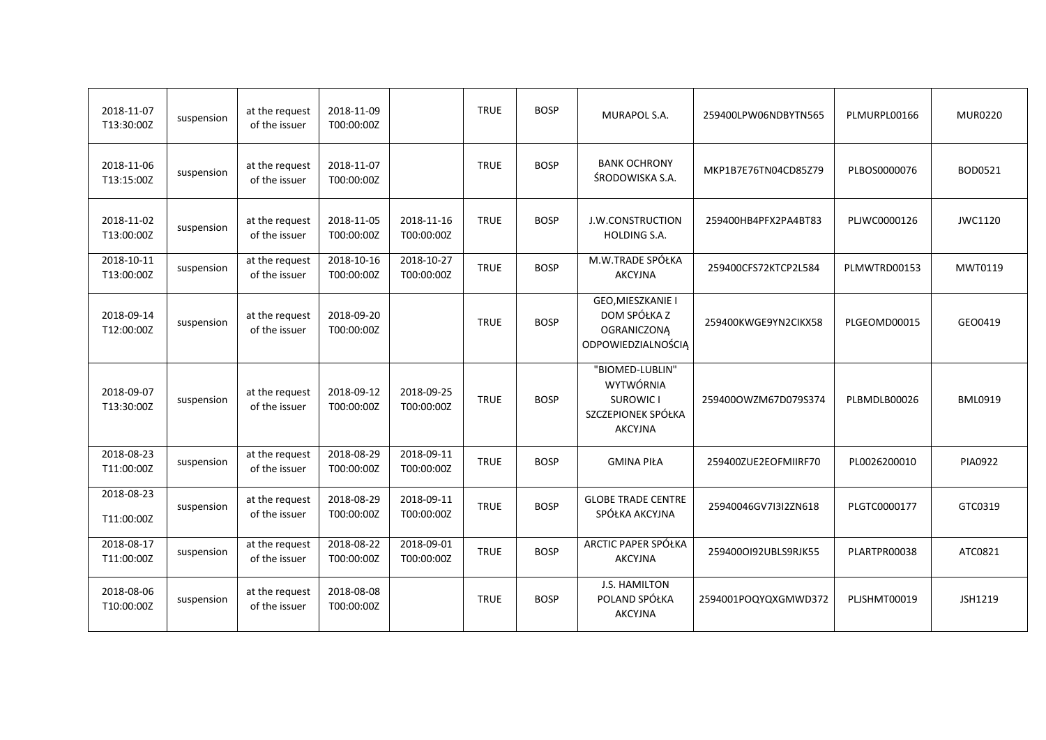| | | | | | | | | | | |
|---|---|---|---|---|---|---|---|---|---|---|
| 2018-11-07 T13:30:00Z | suspension | at the request of the issuer | 2018-11-09 T00:00:00Z | | TRUE | BOSP | MURAPOL S.A. | 259400LPW06NDBYTN565 | PLMURPL00166 | MUR0220 |
| 2018-11-06 T13:15:00Z | suspension | at the request of the issuer | 2018-11-07 T00:00:00Z | | TRUE | BOSP | BANK OCHRONY ŚRODOWISKA S.A. | MKP1B7E76TN04CD85Z79 | PLBOS0000076 | BOD0521 |
| 2018-11-02 T13:00:00Z | suspension | at the request of the issuer | 2018-11-05 T00:00:00Z | 2018-11-16 T00:00:00Z | TRUE | BOSP | J.W.CONSTRUCTION HOLDING S.A. | 259400HB4PFX2PA4BT83 | PLJWC0000126 | JWC1120 |
| 2018-10-11 T13:00:00Z | suspension | at the request of the issuer | 2018-10-16 T00:00:00Z | 2018-10-27 T00:00:00Z | TRUE | BOSP | M.W.TRADE SPÓŁKA AKCYJNA | 259400CFS72KTCP2L584 | PLMWTRD00153 | MWT0119 |
| 2018-09-14 T12:00:00Z | suspension | at the request of the issuer | 2018-09-20 T00:00:00Z | | TRUE | BOSP | GEO,MIESZKANIE I DOM SPÓŁKA Z OGRANICZONĄ ODPOWIEDZIALNOŚCIĄ | 259400KWGE9YN2CIKX58 | PLGEOMD00015 | GEO0419 |
| 2018-09-07 T13:30:00Z | suspension | at the request of the issuer | 2018-09-12 T00:00:00Z | 2018-09-25 T00:00:00Z | TRUE | BOSP | "BIOMED-LUBLIN" WYTWÓRNIA SUROWIC I SZCZEPIONEK SPÓŁKA AKCYJNA | 259400OWZM67D079S374 | PLBMDLB00026 | BML0919 |
| 2018-08-23 T11:00:00Z | suspension | at the request of the issuer | 2018-08-29 T00:00:00Z | 2018-09-11 T00:00:00Z | TRUE | BOSP | GMINA PIŁA | 259400ZUE2EOFMIIRF70 | PL0026200010 | PIA0922 |
| 2018-08-23 T11:00:00Z | suspension | at the request of the issuer | 2018-08-29 T00:00:00Z | 2018-09-11 T00:00:00Z | TRUE | BOSP | GLOBE TRADE CENTRE SPÓŁKA AKCYJNA | 25940046GV7I3I2ZN618 | PLGTC0000177 | GTC0319 |
| 2018-08-17 T11:00:00Z | suspension | at the request of the issuer | 2018-08-22 T00:00:00Z | 2018-09-01 T00:00:00Z | TRUE | BOSP | ARCTIC PAPER SPÓŁKA AKCYJNA | 259400OI92UBLS9RJK55 | PLARTPR00038 | ATC0821 |
| 2018-08-06 T10:00:00Z | suspension | at the request of the issuer | 2018-08-08 T00:00:00Z | | TRUE | BOSP | J.S. HAMILTON POLAND SPÓŁKA AKCYJNA | 2594001POQYQXGMWD372 | PLJSHMT00019 | JSH1219 |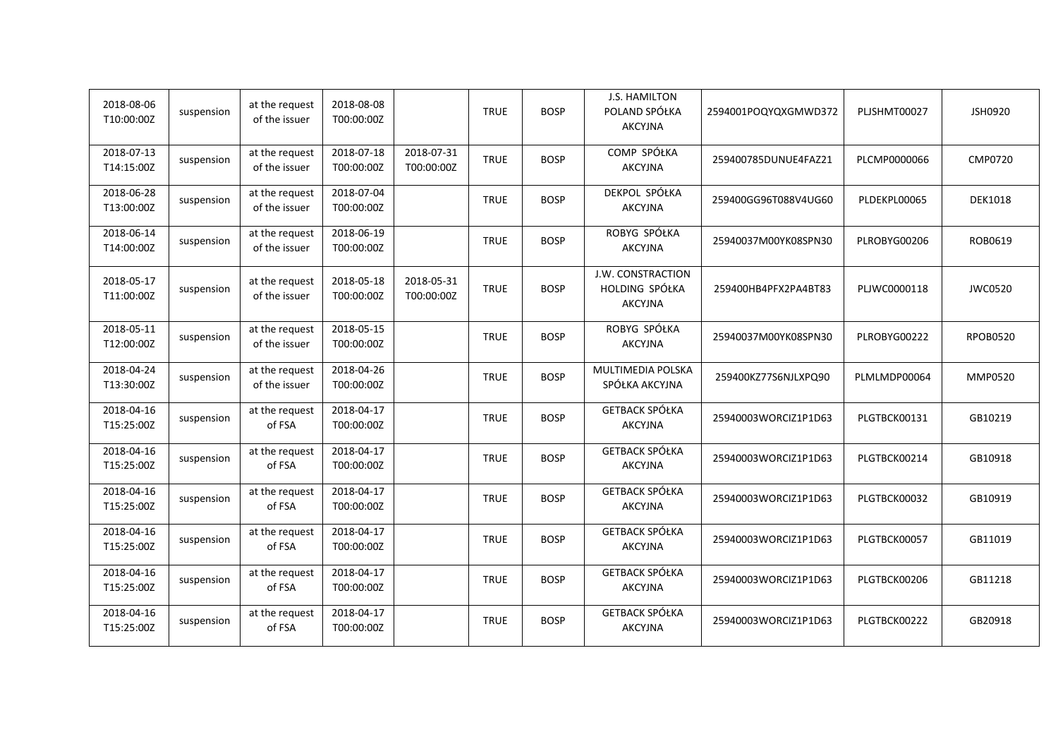| | | | | | | | | | | |
|---|---|---|---|---|---|---|---|---|---|---|
| 2018-08-06 T10:00:00Z | suspension | at the request of the issuer | 2018-08-08 T00:00:00Z | | TRUE | BOSP | J.S. HAMILTON POLAND SPÓŁKA AKCYJNA | 2594001POQYQXGMWD372 | PLJSHMT00027 | JSH0920 |
| 2018-07-13 T14:15:00Z | suspension | at the request of the issuer | 2018-07-18 T00:00:00Z | 2018-07-31 T00:00:00Z | TRUE | BOSP | COMP SPÓŁKA AKCYJNA | 259400785DUNUE4FAZ21 | PLCMP0000066 | CMP0720 |
| 2018-06-28 T13:00:00Z | suspension | at the request of the issuer | 2018-07-04 T00:00:00Z | | TRUE | BOSP | DEKPOL SPÓŁKA AKCYJNA | 259400GG96T088V4UG60 | PLDEKPL00065 | DEK1018 |
| 2018-06-14 T14:00:00Z | suspension | at the request of the issuer | 2018-06-19 T00:00:00Z | | TRUE | BOSP | ROBYG SPÓŁKA AKCYJNA | 25940037M00YK08SPN30 | PLROBYG00206 | ROB0619 |
| 2018-05-17 T11:00:00Z | suspension | at the request of the issuer | 2018-05-18 T00:00:00Z | 2018-05-31 T00:00:00Z | TRUE | BOSP | J.W. CONSTRACTION HOLDING SPÓŁKA AKCYJNA | 259400HB4PFX2PA4BT83 | PLJWC0000118 | JWC0520 |
| 2018-05-11 T12:00:00Z | suspension | at the request of the issuer | 2018-05-15 T00:00:00Z | | TRUE | BOSP | ROBYG SPÓŁKA AKCYJNA | 25940037M00YK08SPN30 | PLROBYG00222 | RPOB0520 |
| 2018-04-24 T13:30:00Z | suspension | at the request of the issuer | 2018-04-26 T00:00:00Z | | TRUE | BOSP | MULTIMEDIA POLSKA SPÓŁKA AKCYJNA | 259400KZ77S6NJLXPQ90 | PLMLMDP00064 | MMP0520 |
| 2018-04-16 T15:25:00Z | suspension | at the request of FSA | 2018-04-17 T00:00:00Z | | TRUE | BOSP | GETBACK SPÓŁKA AKCYJNA | 25940003WORCIZ1P1D63 | PLGTBCK00131 | GB10219 |
| 2018-04-16 T15:25:00Z | suspension | at the request of FSA | 2018-04-17 T00:00:00Z | | TRUE | BOSP | GETBACK SPÓŁKA AKCYJNA | 25940003WORCIZ1P1D63 | PLGTBCK00214 | GB10918 |
| 2018-04-16 T15:25:00Z | suspension | at the request of FSA | 2018-04-17 T00:00:00Z | | TRUE | BOSP | GETBACK SPÓŁKA AKCYJNA | 25940003WORCIZ1P1D63 | PLGTBCK00032 | GB10919 |
| 2018-04-16 T15:25:00Z | suspension | at the request of FSA | 2018-04-17 T00:00:00Z | | TRUE | BOSP | GETBACK SPÓŁKA AKCYJNA | 25940003WORCIZ1P1D63 | PLGTBCK00057 | GB11019 |
| 2018-04-16 T15:25:00Z | suspension | at the request of FSA | 2018-04-17 T00:00:00Z | | TRUE | BOSP | GETBACK SPÓŁKA AKCYJNA | 25940003WORCIZ1P1D63 | PLGTBCK00206 | GB11218 |
| 2018-04-16 T15:25:00Z | suspension | at the request of FSA | 2018-04-17 T00:00:00Z | | TRUE | BOSP | GETBACK SPÓŁKA AKCYJNA | 25940003WORCIZ1P1D63 | PLGTBCK00222 | GB20918 |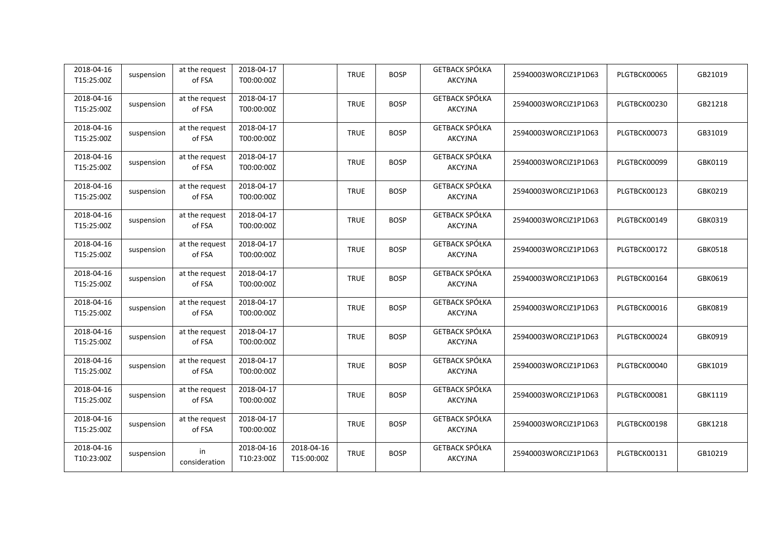| | | | | | | | | | | |
|---|---|---|---|---|---|---|---|---|---|---|
| 2018-04-16 T15:25:00Z | suspension | at the request of FSA | 2018-04-17 T00:00:00Z | | TRUE | BOSP | GETBACK SPÓŁKA AKCYJNA | 25940003WORCIZ1P1D63 | PLGTBCK00065 | GB21019 |
| 2018-04-16 T15:25:00Z | suspension | at the request of FSA | 2018-04-17 T00:00:00Z | | TRUE | BOSP | GETBACK SPÓŁKA AKCYJNA | 25940003WORCIZ1P1D63 | PLGTBCK00230 | GB21218 |
| 2018-04-16 T15:25:00Z | suspension | at the request of FSA | 2018-04-17 T00:00:00Z | | TRUE | BOSP | GETBACK SPÓŁKA AKCYJNA | 25940003WORCIZ1P1D63 | PLGTBCK00073 | GB31019 |
| 2018-04-16 T15:25:00Z | suspension | at the request of FSA | 2018-04-17 T00:00:00Z | | TRUE | BOSP | GETBACK SPÓŁKA AKCYJNA | 25940003WORCIZ1P1D63 | PLGTBCK00099 | GBK0119 |
| 2018-04-16 T15:25:00Z | suspension | at the request of FSA | 2018-04-17 T00:00:00Z | | TRUE | BOSP | GETBACK SPÓŁKA AKCYJNA | 25940003WORCIZ1P1D63 | PLGTBCK00123 | GBK0219 |
| 2018-04-16 T15:25:00Z | suspension | at the request of FSA | 2018-04-17 T00:00:00Z | | TRUE | BOSP | GETBACK SPÓŁKA AKCYJNA | 25940003WORCIZ1P1D63 | PLGTBCK00149 | GBK0319 |
| 2018-04-16 T15:25:00Z | suspension | at the request of FSA | 2018-04-17 T00:00:00Z | | TRUE | BOSP | GETBACK SPÓŁKA AKCYJNA | 25940003WORCIZ1P1D63 | PLGTBCK00172 | GBK0518 |
| 2018-04-16 T15:25:00Z | suspension | at the request of FSA | 2018-04-17 T00:00:00Z | | TRUE | BOSP | GETBACK SPÓŁKA AKCYJNA | 25940003WORCIZ1P1D63 | PLGTBCK00164 | GBK0619 |
| 2018-04-16 T15:25:00Z | suspension | at the request of FSA | 2018-04-17 T00:00:00Z | | TRUE | BOSP | GETBACK SPÓŁKA AKCYJNA | 25940003WORCIZ1P1D63 | PLGTBCK00016 | GBK0819 |
| 2018-04-16 T15:25:00Z | suspension | at the request of FSA | 2018-04-17 T00:00:00Z | | TRUE | BOSP | GETBACK SPÓŁKA AKCYJNA | 25940003WORCIZ1P1D63 | PLGTBCK00024 | GBK0919 |
| 2018-04-16 T15:25:00Z | suspension | at the request of FSA | 2018-04-17 T00:00:00Z | | TRUE | BOSP | GETBACK SPÓŁKA AKCYJNA | 25940003WORCIZ1P1D63 | PLGTBCK00040 | GBK1019 |
| 2018-04-16 T15:25:00Z | suspension | at the request of FSA | 2018-04-17 T00:00:00Z | | TRUE | BOSP | GETBACK SPÓŁKA AKCYJNA | 25940003WORCIZ1P1D63 | PLGTBCK00081 | GBK1119 |
| 2018-04-16 T15:25:00Z | suspension | at the request of FSA | 2018-04-17 T00:00:00Z | | TRUE | BOSP | GETBACK SPÓŁKA AKCYJNA | 25940003WORCIZ1P1D63 | PLGTBCK00198 | GBK1218 |
| 2018-04-16 T10:23:00Z | suspension | in consideration | 2018-04-16 T10:23:00Z | 2018-04-16 T15:00:00Z | TRUE | BOSP | GETBACK SPÓŁKA AKCYJNA | 25940003WORCIZ1P1D63 | PLGTBCK00131 | GB10219 |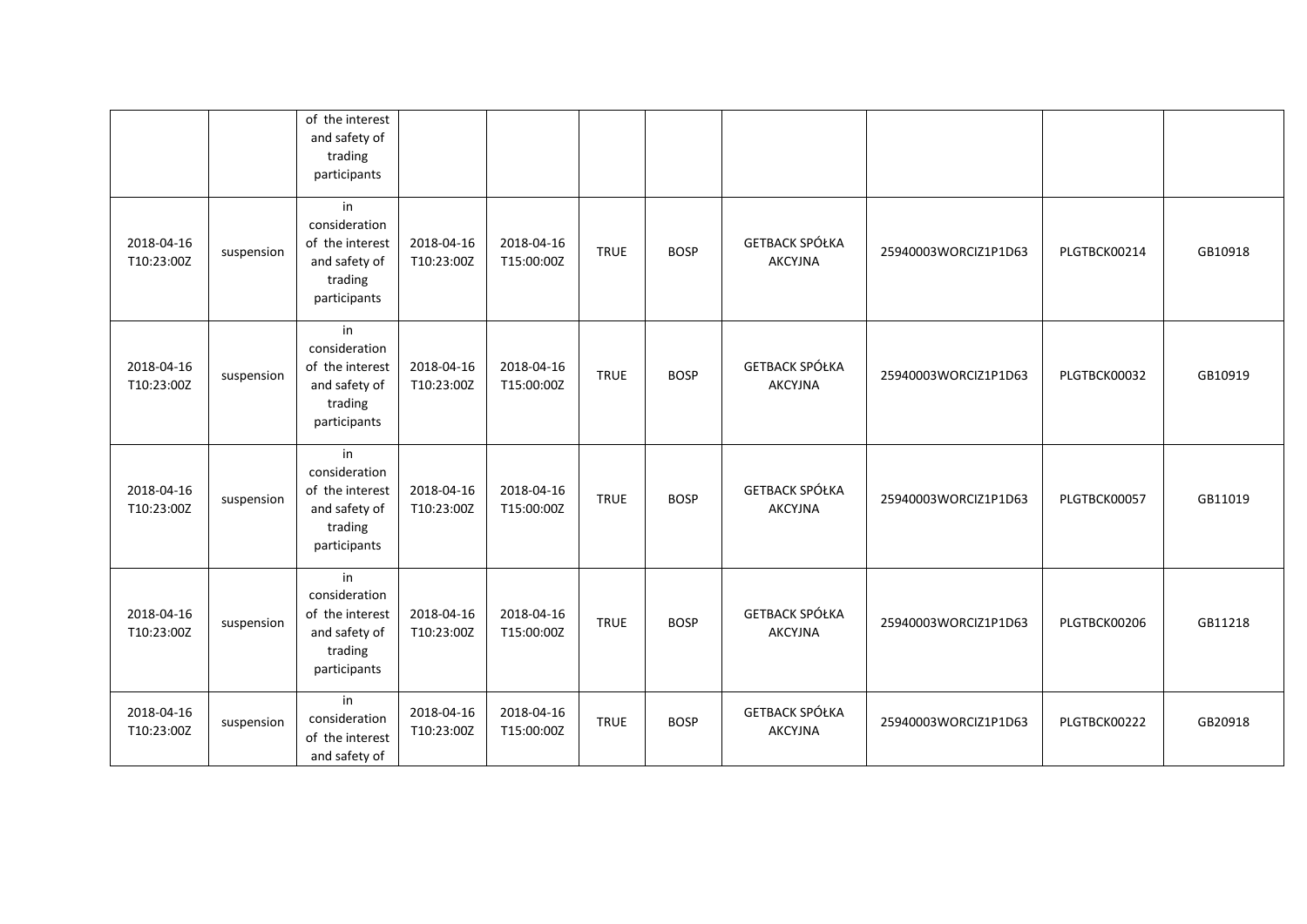| | | of the interest and safety of trading participants | | | | | | | | |
|---|---|---|---|---|---|---|---|---|---|---|
| 2018-04-16 T10:23:00Z | suspension | in consideration of the interest and safety of trading participants | 2018-04-16 T10:23:00Z | 2018-04-16 T15:00:00Z | TRUE | BOSP | GETBACK SPÓŁKA AKCYJNA | 25940003WORCIZ1P1D63 | PLGTBCK00214 | GB10918 |
| 2018-04-16 T10:23:00Z | suspension | in consideration of the interest and safety of trading participants | 2018-04-16 T10:23:00Z | 2018-04-16 T15:00:00Z | TRUE | BOSP | GETBACK SPÓŁKA AKCYJNA | 25940003WORCIZ1P1D63 | PLGTBCK00032 | GB10919 |
| 2018-04-16 T10:23:00Z | suspension | in consideration of the interest and safety of trading participants | 2018-04-16 T10:23:00Z | 2018-04-16 T15:00:00Z | TRUE | BOSP | GETBACK SPÓŁKA AKCYJNA | 25940003WORCIZ1P1D63 | PLGTBCK00057 | GB11019 |
| 2018-04-16 T10:23:00Z | suspension | in consideration of the interest and safety of trading participants | 2018-04-16 T10:23:00Z | 2018-04-16 T15:00:00Z | TRUE | BOSP | GETBACK SPÓŁKA AKCYJNA | 25940003WORCIZ1P1D63 | PLGTBCK00206 | GB11218 |
| 2018-04-16 T10:23:00Z | suspension | in consideration of the interest and safety of | 2018-04-16 T10:23:00Z | 2018-04-16 T15:00:00Z | TRUE | BOSP | GETBACK SPÓŁKA AKCYJNA | 25940003WORCIZ1P1D63 | PLGTBCK00222 | GB20918 |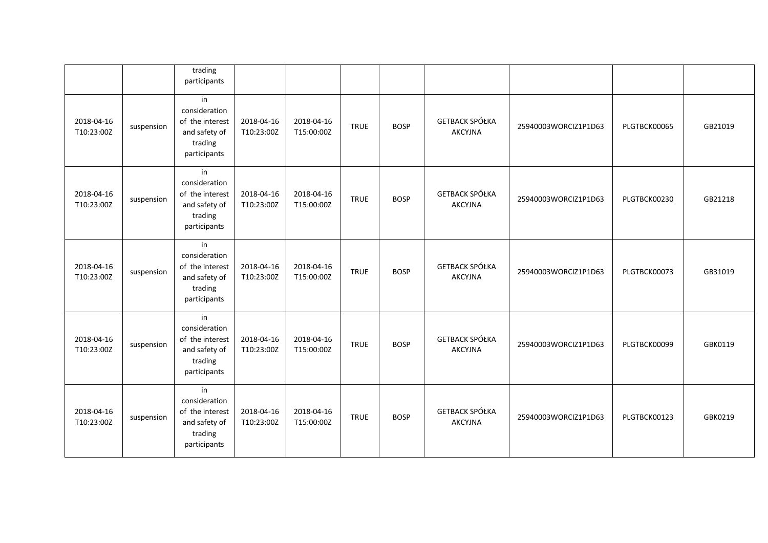| | | trading participants | | | | | | | | |
|---|---|---|---|---|---|---|---|---|---|---|
| 2018-04-16 T10:23:00Z | suspension | in consideration of the interest and safety of trading participants | 2018-04-16 T10:23:00Z | 2018-04-16 T15:00:00Z | TRUE | BOSP | GETBACK SPÓŁKA AKCYJNA | 25940003WORCIZ1P1D63 | PLGTBCK00065 | GB21019 |
| 2018-04-16 T10:23:00Z | suspension | in consideration of the interest and safety of trading participants | 2018-04-16 T10:23:00Z | 2018-04-16 T15:00:00Z | TRUE | BOSP | GETBACK SPÓŁKA AKCYJNA | 25940003WORCIZ1P1D63 | PLGTBCK00230 | GB21218 |
| 2018-04-16 T10:23:00Z | suspension | in consideration of the interest and safety of trading participants | 2018-04-16 T10:23:00Z | 2018-04-16 T15:00:00Z | TRUE | BOSP | GETBACK SPÓŁKA AKCYJNA | 25940003WORCIZ1P1D63 | PLGTBCK00073 | GB31019 |
| 2018-04-16 T10:23:00Z | suspension | in consideration of the interest and safety of trading participants | 2018-04-16 T10:23:00Z | 2018-04-16 T15:00:00Z | TRUE | BOSP | GETBACK SPÓŁKA AKCYJNA | 25940003WORCIZ1P1D63 | PLGTBCK00099 | GBK0119 |
| 2018-04-16 T10:23:00Z | suspension | in consideration of the interest and safety of trading participants | 2018-04-16 T10:23:00Z | 2018-04-16 T15:00:00Z | TRUE | BOSP | GETBACK SPÓŁKA AKCYJNA | 25940003WORCIZ1P1D63 | PLGTBCK00123 | GBK0219 |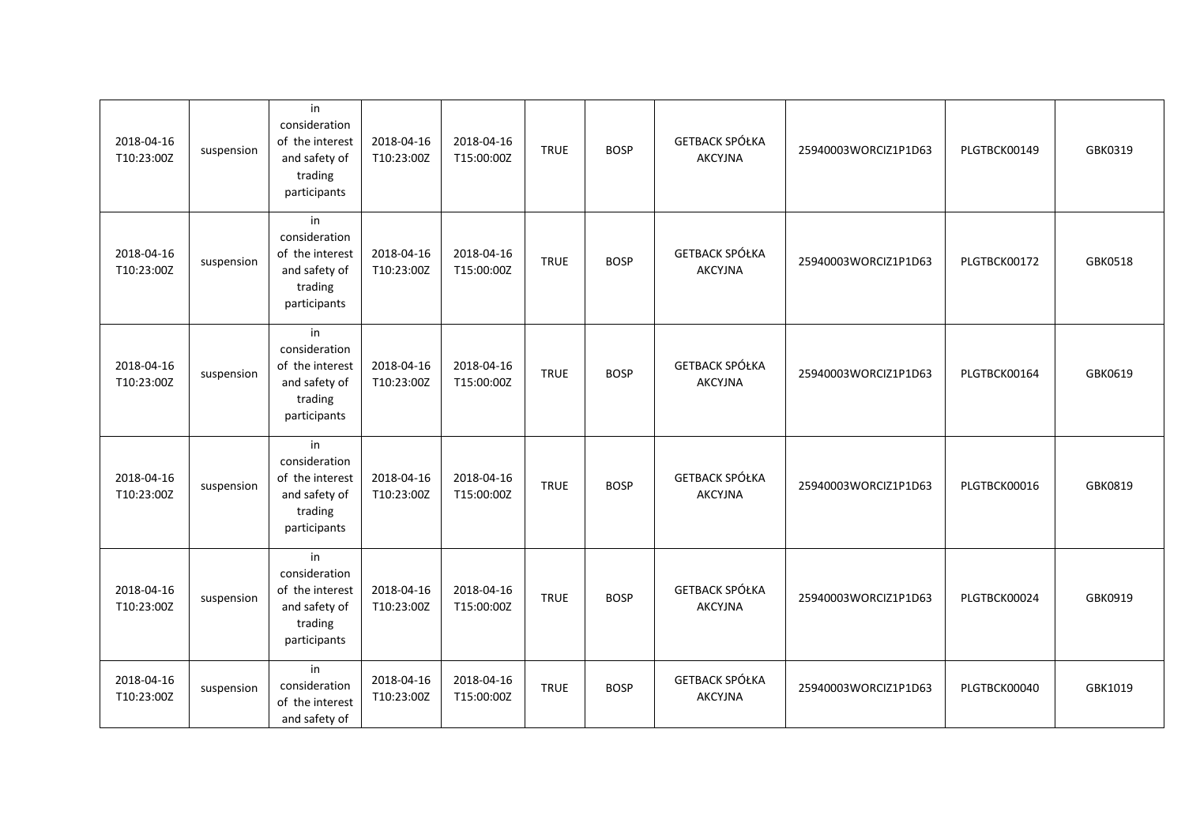| | | | | | | | | | | |
|---|---|---|---|---|---|---|---|---|---|---|
| 2018-04-16 T10:23:00Z | suspension | in consideration of the interest and safety of trading participants | 2018-04-16 T10:23:00Z | 2018-04-16 T15:00:00Z | TRUE | BOSP | GETBACK SPÓŁKA AKCYJNA | 25940003WORCIZ1P1D63 | PLGTBCK00149 | GBK0319 |
| 2018-04-16 T10:23:00Z | suspension | in consideration of the interest and safety of trading participants | 2018-04-16 T10:23:00Z | 2018-04-16 T15:00:00Z | TRUE | BOSP | GETBACK SPÓŁKA AKCYJNA | 25940003WORCIZ1P1D63 | PLGTBCK00172 | GBK0518 |
| 2018-04-16 T10:23:00Z | suspension | in consideration of the interest and safety of trading participants | 2018-04-16 T10:23:00Z | 2018-04-16 T15:00:00Z | TRUE | BOSP | GETBACK SPÓŁKA AKCYJNA | 25940003WORCIZ1P1D63 | PLGTBCK00164 | GBK0619 |
| 2018-04-16 T10:23:00Z | suspension | in consideration of the interest and safety of trading participants | 2018-04-16 T10:23:00Z | 2018-04-16 T15:00:00Z | TRUE | BOSP | GETBACK SPÓŁKA AKCYJNA | 25940003WORCIZ1P1D63 | PLGTBCK00016 | GBK0819 |
| 2018-04-16 T10:23:00Z | suspension | in consideration of the interest and safety of trading participants | 2018-04-16 T10:23:00Z | 2018-04-16 T15:00:00Z | TRUE | BOSP | GETBACK SPÓŁKA AKCYJNA | 25940003WORCIZ1P1D63 | PLGTBCK00024 | GBK0919 |
| 2018-04-16 T10:23:00Z | suspension | in consideration of the interest and safety of | 2018-04-16 T10:23:00Z | 2018-04-16 T15:00:00Z | TRUE | BOSP | GETBACK SPÓŁKA AKCYJNA | 25940003WORCIZ1P1D63 | PLGTBCK00040 | GBK1019 |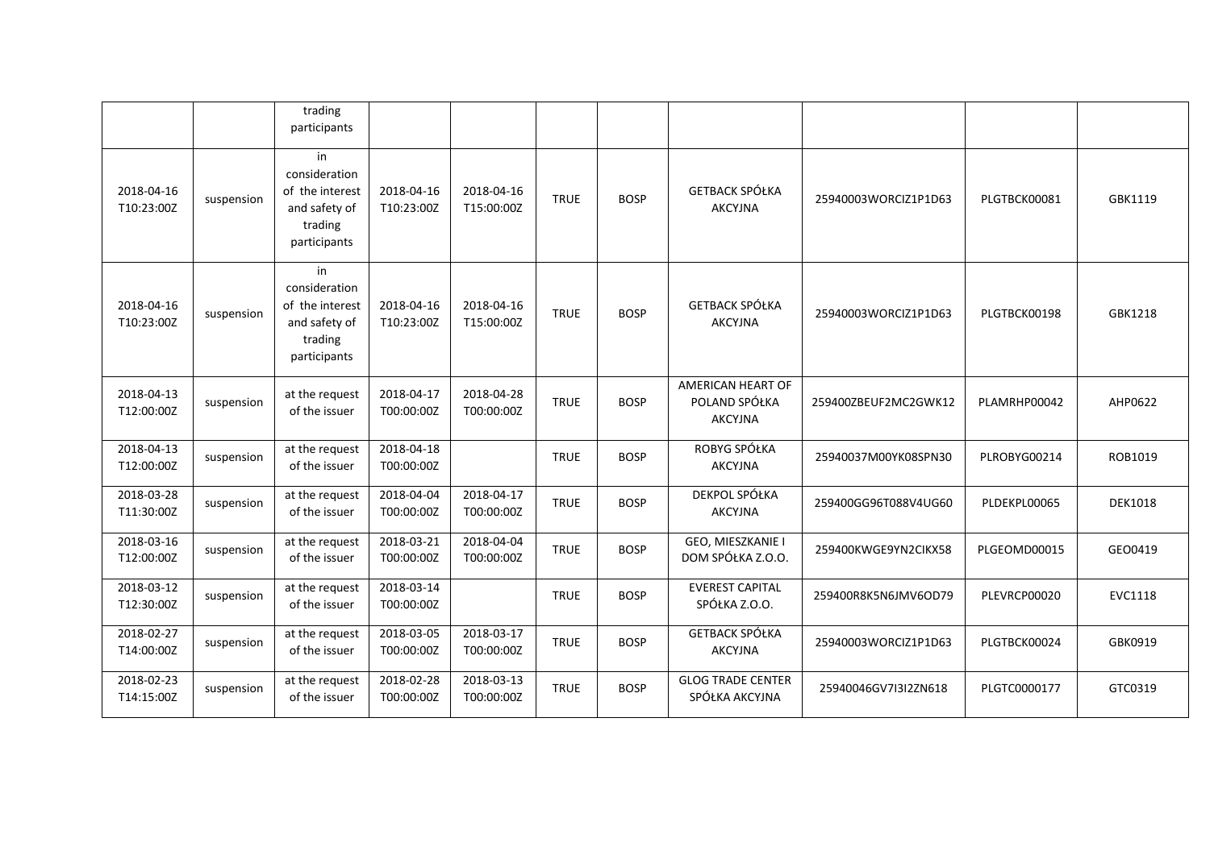| | | trading participants | | | | | | | | |
|---|---|---|---|---|---|---|---|---|---|---|
| 2018-04-16 T10:23:00Z | suspension | in consideration of the interest and safety of trading participants | 2018-04-16 T10:23:00Z | 2018-04-16 T15:00:00Z | TRUE | BOSP | GETBACK SPÓŁKA AKCYJNA | 25940003WORCIZ1P1D63 | PLGTBCK00081 | GBK1119 |
| 2018-04-16 T10:23:00Z | suspension | in consideration of the interest and safety of trading participants | 2018-04-16 T10:23:00Z | 2018-04-16 T15:00:00Z | TRUE | BOSP | GETBACK SPÓŁKA AKCYJNA | 25940003WORCIZ1P1D63 | PLGTBCK00198 | GBK1218 |
| 2018-04-13 T12:00:00Z | suspension | at the request of the issuer | 2018-04-17 T00:00:00Z | 2018-04-28 T00:00:00Z | TRUE | BOSP | AMERICAN HEART OF POLAND SPÓŁKA AKCYJNA | 259400ZBEUF2MC2GWK12 | PLAMRHP00042 | AHP0622 |
| 2018-04-13 T12:00:00Z | suspension | at the request of the issuer | 2018-04-18 T00:00:00Z | | TRUE | BOSP | ROBYG SPÓŁKA AKCYJNA | 25940037M00YK08SPN30 | PLROBYG00214 | ROB1019 |
| 2018-03-28 T11:30:00Z | suspension | at the request of the issuer | 2018-04-04 T00:00:00Z | 2018-04-17 T00:00:00Z | TRUE | BOSP | DEKPOL SPÓŁKA AKCYJNA | 259400GG96T088V4UG60 | PLDEKPL00065 | DEK1018 |
| 2018-03-16 T12:00:00Z | suspension | at the request of the issuer | 2018-03-21 T00:00:00Z | 2018-04-04 T00:00:00Z | TRUE | BOSP | GEO, MIESZKANIE I DOM SPÓŁKA Z.O.O. | 259400KWGE9YN2CIKX58 | PLGEOMD00015 | GEO0419 |
| 2018-03-12 T12:30:00Z | suspension | at the request of the issuer | 2018-03-14 T00:00:00Z | | TRUE | BOSP | EVEREST CAPITAL SPÓŁKA Z.O.O. | 259400R8K5N6JMV6OD79 | PLEVRCP00020 | EVC1118 |
| 2018-02-27 T14:00:00Z | suspension | at the request of the issuer | 2018-03-05 T00:00:00Z | 2018-03-17 T00:00:00Z | TRUE | BOSP | GETBACK SPÓŁKA AKCYJNA | 25940003WORCIZ1P1D63 | PLGTBCK00024 | GBK0919 |
| 2018-02-23 T14:15:00Z | suspension | at the request of the issuer | 2018-02-28 T00:00:00Z | 2018-03-13 T00:00:00Z | TRUE | BOSP | GLOG TRADE CENTER SPÓŁKA AKCYJNA | 25940046GV7I3I2ZN618 | PLGTC0000177 | GTC0319 |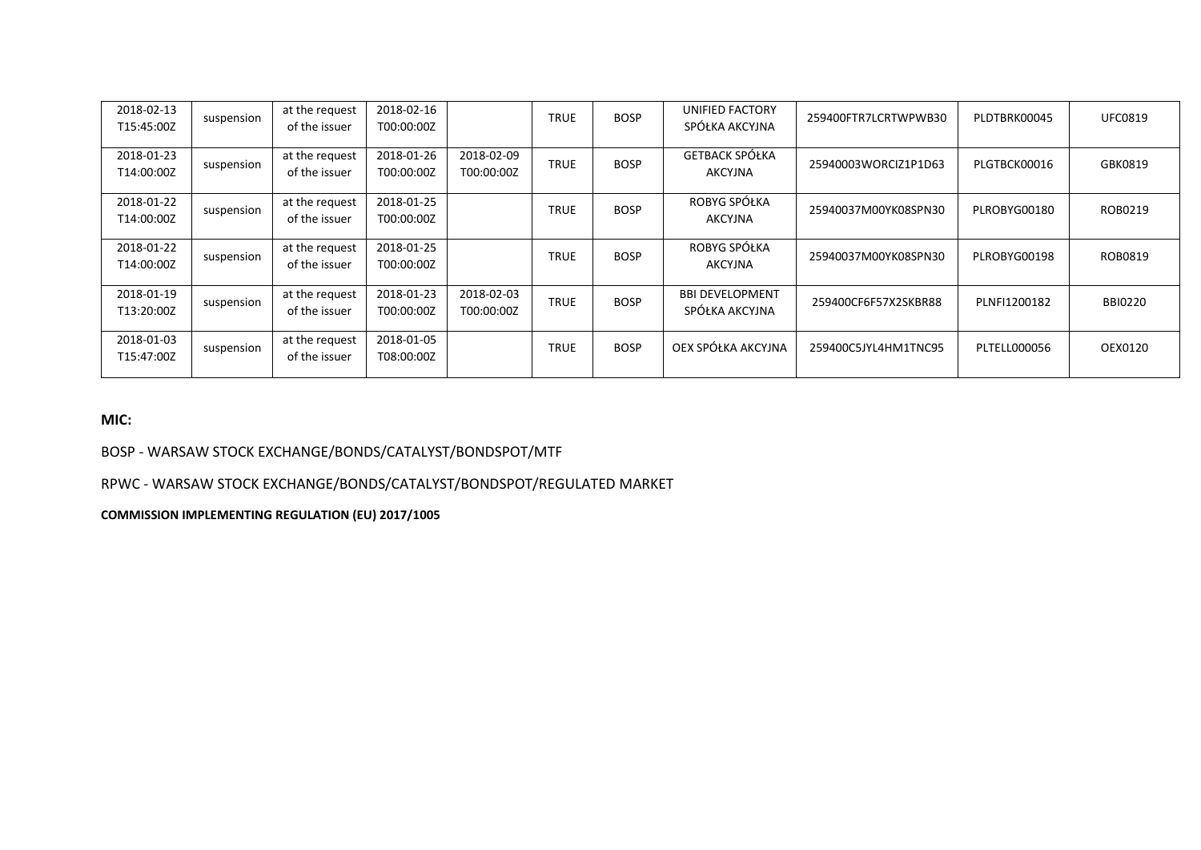| | | | | | | | | | | |
|---|---|---|---|---|---|---|---|---|---|---|
| 2018-02-13 T15:45:00Z | suspension | at the request of the issuer | 2018-02-16 T00:00:00Z | | TRUE | BOSP | UNIFIED FACTORY SPÓŁKA AKCYJNA | 259400FTR7LCRTWPWB30 | PLDTBRK00045 | UFC0819 |
| 2018-01-23 T14:00:00Z | suspension | at the request of the issuer | 2018-01-26 T00:00:00Z | 2018-02-09 T00:00:00Z | TRUE | BOSP | GETBACK SPÓŁKA AKCYJNA | 25940003WORCIZ1P1D63 | PLGTBCK00016 | GBK0819 |
| 2018-01-22 T14:00:00Z | suspension | at the request of the issuer | 2018-01-25 T00:00:00Z | | TRUE | BOSP | ROBYG SPÓŁKA AKCYJNA | 25940037M00YK08SPN30 | PLROBYG00180 | ROB0219 |
| 2018-01-22 T14:00:00Z | suspension | at the request of the issuer | 2018-01-25 T00:00:00Z | | TRUE | BOSP | ROBYG SPÓŁKA AKCYJNA | 25940037M00YK08SPN30 | PLROBYG00198 | ROB0819 |
| 2018-01-19 T13:20:00Z | suspension | at the request of the issuer | 2018-01-23 T00:00:00Z | 2018-02-03 T00:00:00Z | TRUE | BOSP | BBI DEVELOPMENT SPÓŁKA AKCYJNA | 259400CF6F57X2SKBR88 | PLNFI1200182 | BBI0220 |
| 2018-01-03 T15:47:00Z | suspension | at the request of the issuer | 2018-01-05 T08:00:00Z | | TRUE | BOSP | OEX SPÓŁKA AKCYJNA | 259400C5JYL4HM1TNC95 | PLTELL000056 | OEX0120 |

**MIC:**

BOSP - WARSAW STOCK EXCHANGE/BONDS/CATALYST/BONDSPOT/MTF

RPWC - WARSAW STOCK EXCHANGE/BONDS/CATALYST/BONDSPOT/REGULATED MARKET

**COMMISSION IMPLEMENTING REGULATION (EU) 2017/1005**